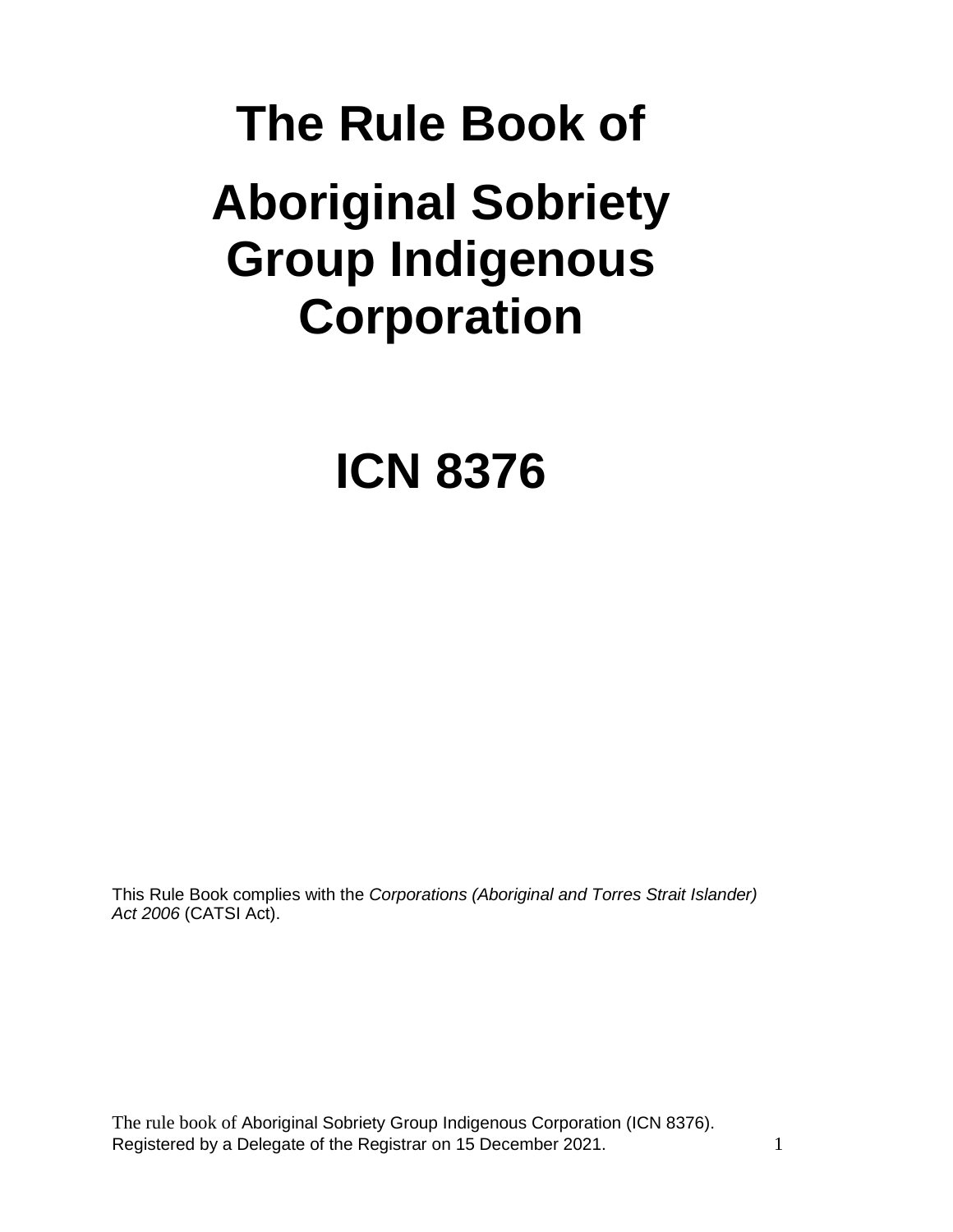# The Rule Book of

# Aboriginal Sobriety Group Indigenous Corporation

# ICN 8376

This Rule Book complies with the *Corporations (Aboriginal and Torres Strait Islander) Act 2006* (CATSI Act).

The rule book of Aboriginal Sobriety Group Indigenous Corporation (ICN 8376).
Registered by a Delegate of the Registrar on 15 December 2021.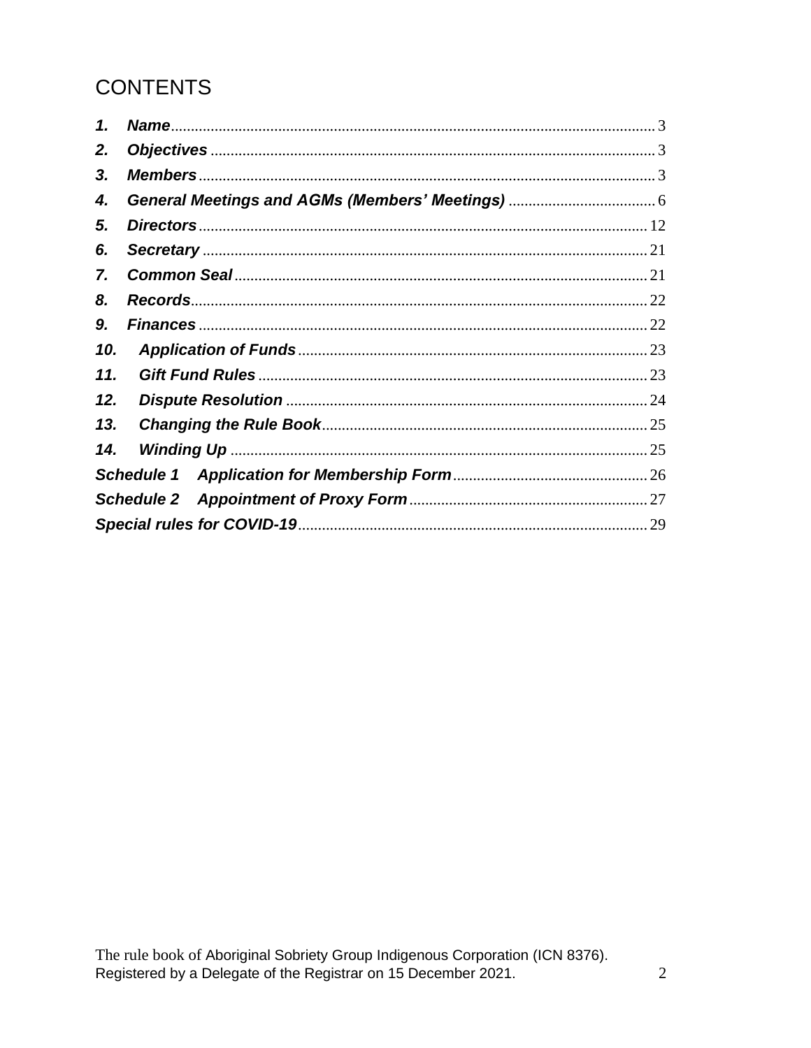# CONTENTS

1. *Name* .......... 3
2. *Objectives* .......... 3
3. *Members* .......... 3
4. *General Meetings and AGMs (Members' Meetings)* .......... 6
5. *Directors* .......... 12
6. *Secretary* .......... 21
7. *Common Seal* .......... 21
8. *Records* .......... 22
9. *Finances* .......... 22
10. *Application of Funds* .......... 23
11. *Gift Fund Rules* .......... 23
12. *Dispute Resolution* .......... 24
13. *Changing the Rule Book* .......... 25
14. *Winding Up* .......... 25

*Schedule 1 Application for Membership Form* .......... 26

*Schedule 2 Appointment of Proxy Form* .......... 27

*Special rules for COVID-19* .......... 29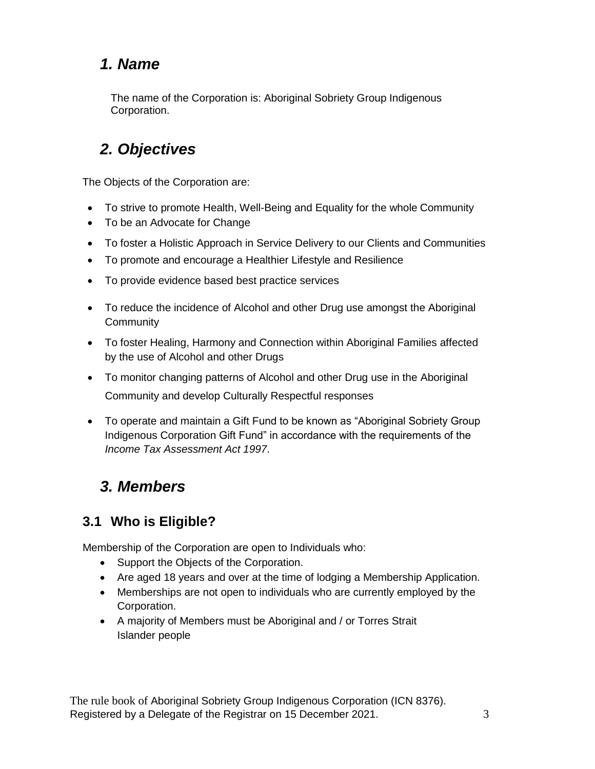## *1. Name*

The name of the Corporation is: Aboriginal Sobriety Group Indigenous Corporation.

## *2. Objectives*

The Objects of the Corporation are:

- To strive to promote Health, Well-Being and Equality for the whole Community
- To be an Advocate for Change
- To foster a Holistic Approach in Service Delivery to our Clients and Communities
- To promote and encourage a Healthier Lifestyle and Resilience
- To provide evidence based best practice services
- To reduce the incidence of Alcohol and other Drug use amongst the Aboriginal Community
- To foster Healing, Harmony and Connection within Aboriginal Families affected by the use of Alcohol and other Drugs
- To monitor changing patterns of Alcohol and other Drug use in the Aboriginal Community and develop Culturally Respectful responses
- To operate and maintain a Gift Fund to be known as "Aboriginal Sobriety Group Indigenous Corporation Gift Fund" in accordance with the requirements of the *Income Tax Assessment Act 1997*.

## *3. Members*

### 3.1 Who is Eligible?

Membership of the Corporation are open to Individuals who:

- Support the Objects of the Corporation.
- Are aged 18 years and over at the time of lodging a Membership Application.
- Memberships are not open to individuals who are currently employed by the Corporation.
- A majority of Members must be Aboriginal and / or Torres Strait Islander people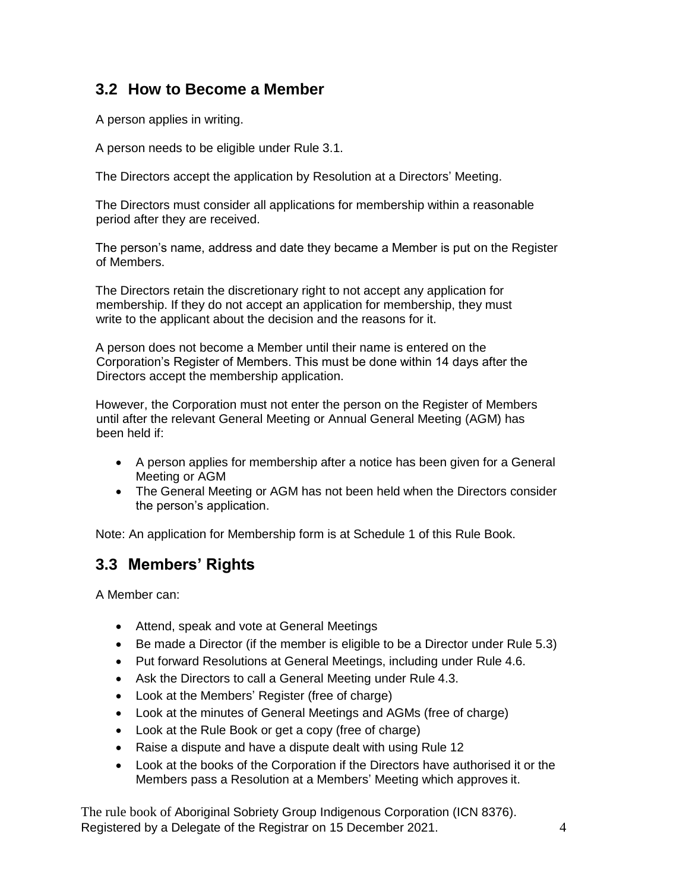## 3.2 How to Become a Member

A person applies in writing.

A person needs to be eligible under Rule 3.1.

The Directors accept the application by Resolution at a Directors' Meeting.

The Directors must consider all applications for membership within a reasonable period after they are received.

The person's name, address and date they became a Member is put on the Register of Members.

The Directors retain the discretionary right to not accept any application for membership. If they do not accept an application for membership, they must write to the applicant about the decision and the reasons for it.

A person does not become a Member until their name is entered on the Corporation's Register of Members. This must be done within 14 days after the Directors accept the membership application.

However, the Corporation must not enter the person on the Register of Members until after the relevant General Meeting or Annual General Meeting (AGM) has been held if:

- A person applies for membership after a notice has been given for a General Meeting or AGM
- The General Meeting or AGM has not been held when the Directors consider the person's application.

Note: An application for Membership form is at Schedule 1 of this Rule Book.

## 3.3 Members' Rights

A Member can:

- Attend, speak and vote at General Meetings
- Be made a Director (if the member is eligible to be a Director under Rule 5.3)
- Put forward Resolutions at General Meetings, including under Rule 4.6.
- Ask the Directors to call a General Meeting under Rule 4.3.
- Look at the Members' Register (free of charge)
- Look at the minutes of General Meetings and AGMs (free of charge)
- Look at the Rule Book or get a copy (free of charge)
- Raise a dispute and have a dispute dealt with using Rule 12
- Look at the books of the Corporation if the Directors have authorised it or the Members pass a Resolution at a Members' Meeting which approves it.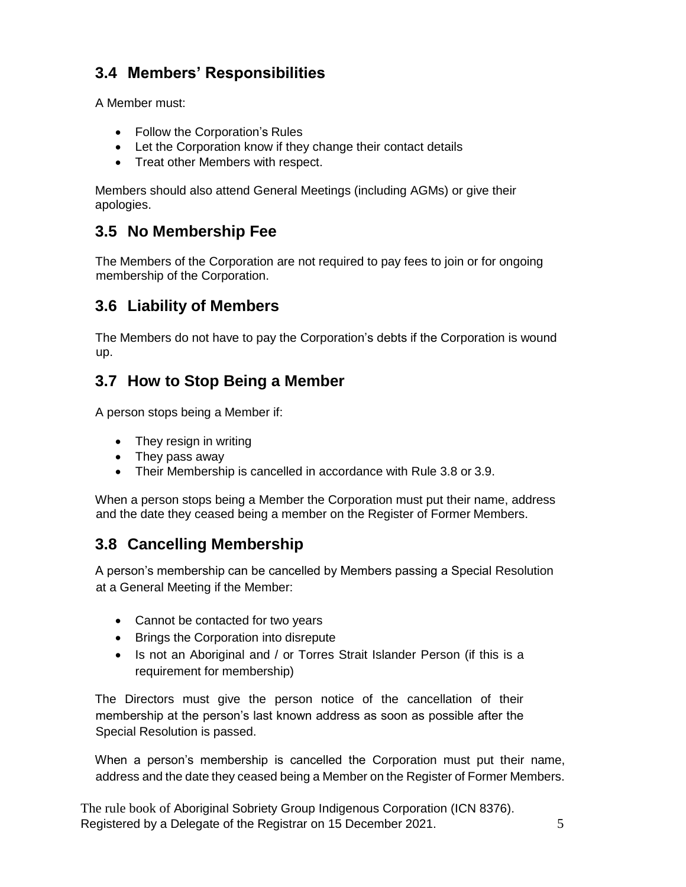## 3.4 Members' Responsibilities

A Member must:

- Follow the Corporation's Rules
- Let the Corporation know if they change their contact details
- Treat other Members with respect.

Members should also attend General Meetings (including AGMs) or give their apologies.

## 3.5 No Membership Fee

The Members of the Corporation are not required to pay fees to join or for ongoing membership of the Corporation.

## 3.6 Liability of Members

The Members do not have to pay the Corporation's debts if the Corporation is wound up.

## 3.7 How to Stop Being a Member

A person stops being a Member if:

- They resign in writing
- They pass away
- Their Membership is cancelled in accordance with Rule 3.8 or 3.9.

When a person stops being a Member the Corporation must put their name, address and the date they ceased being a member on the Register of Former Members.

## 3.8 Cancelling Membership

A person's membership can be cancelled by Members passing a Special Resolution at a General Meeting if the Member:

- Cannot be contacted for two years
- Brings the Corporation into disrepute
- Is not an Aboriginal and / or Torres Strait Islander Person (if this is a requirement for membership)

The Directors must give the person notice of the cancellation of their membership at the person's last known address as soon as possible after the Special Resolution is passed.

When a person's membership is cancelled the Corporation must put their name, address and the date they ceased being a Member on the Register of Former Members.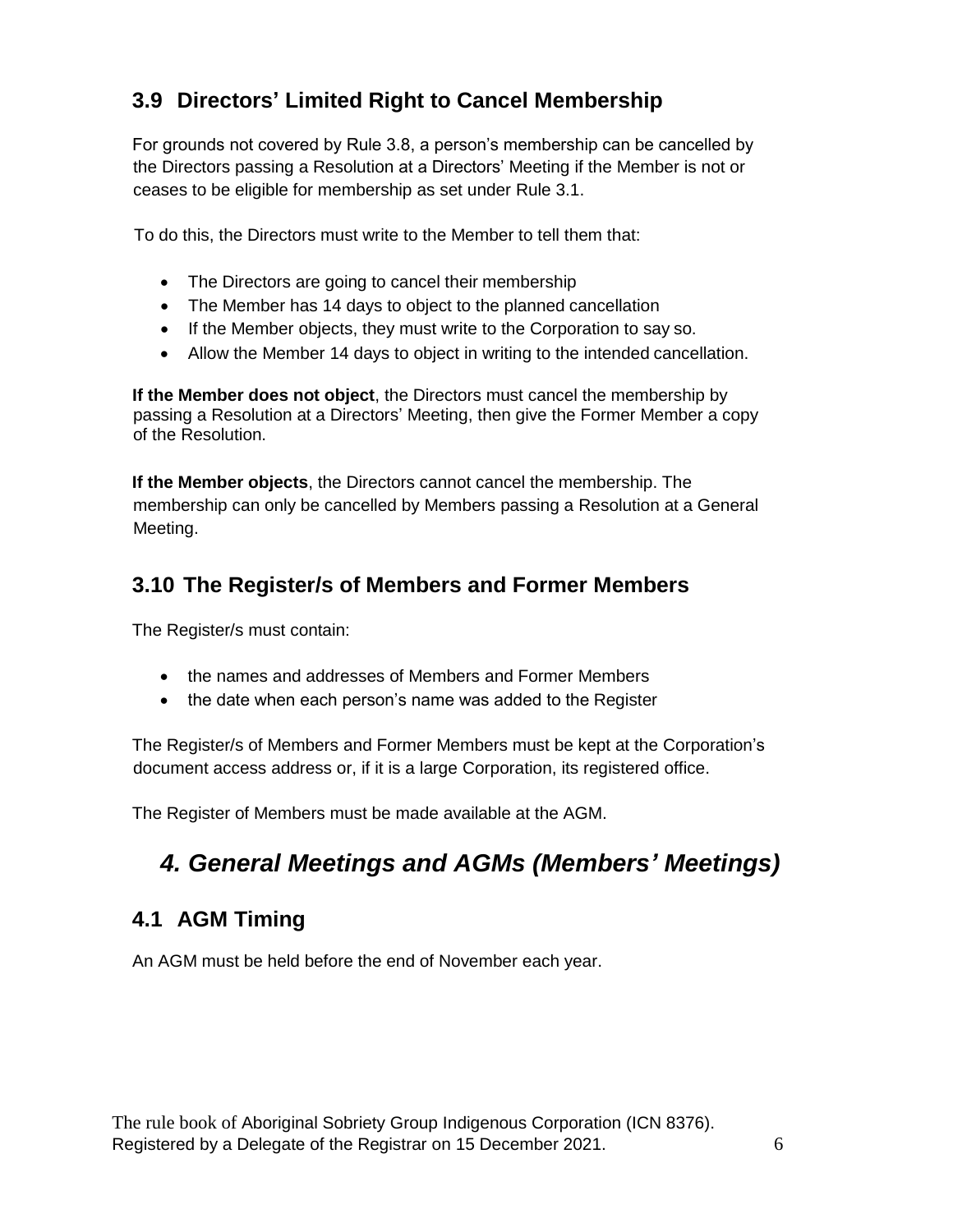## 3.9 Directors' Limited Right to Cancel Membership

For grounds not covered by Rule 3.8, a person's membership can be cancelled by the Directors passing a Resolution at a Directors' Meeting if the Member is not or ceases to be eligible for membership as set under Rule 3.1.

To do this, the Directors must write to the Member to tell them that:

- The Directors are going to cancel their membership
- The Member has 14 days to object to the planned cancellation
- If the Member objects, they must write to the Corporation to say so.
- Allow the Member 14 days to object in writing to the intended cancellation.

**If the Member does not object**, the Directors must cancel the membership by passing a Resolution at a Directors' Meeting, then give the Former Member a copy of the Resolution.

**If the Member objects**, the Directors cannot cancel the membership. The membership can only be cancelled by Members passing a Resolution at a General Meeting.

## 3.10 The Register/s of Members and Former Members

The Register/s must contain:

- the names and addresses of Members and Former Members
- the date when each person's name was added to the Register

The Register/s of Members and Former Members must be kept at the Corporation's document access address or, if it is a large Corporation, its registered office.

The Register of Members must be made available at the AGM.

# *4. General Meetings and AGMs (Members' Meetings)*

## 4.1 AGM Timing

An AGM must be held before the end of November each year.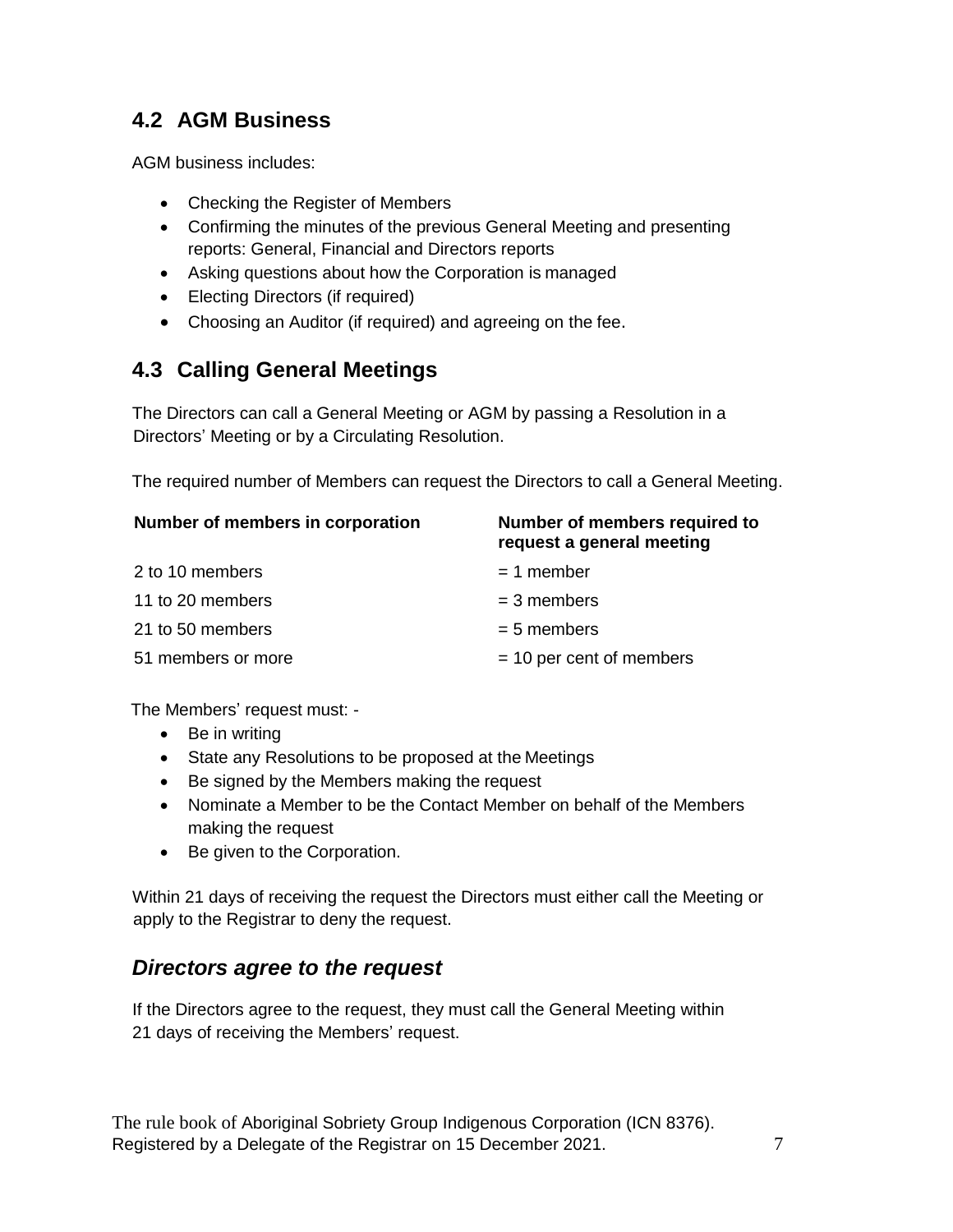## 4.2 AGM Business

AGM business includes:

- Checking the Register of Members
- Confirming the minutes of the previous General Meeting and presenting reports: General, Financial and Directors reports
- Asking questions about how the Corporation is managed
- Electing Directors (if required)
- Choosing an Auditor (if required) and agreeing on the fee.

## 4.3 Calling General Meetings

The Directors can call a General Meeting or AGM by passing a Resolution in a Directors' Meeting or by a Circulating Resolution.

The required number of Members can request the Directors to call a General Meeting.

| Number of members in corporation | Number of members required to request a general meeting |
|---|---|
| 2 to 10 members | = 1 member |
| 11 to 20 members | = 3 members |
| 21 to 50 members | = 5 members |
| 51 members or more | = 10 per cent of members |

The Members' request must: -

- Be in writing
- State any Resolutions to be proposed at the Meetings
- Be signed by the Members making the request
- Nominate a Member to be the Contact Member on behalf of the Members making the request
- Be given to the Corporation.

Within 21 days of receiving the request the Directors must either call the Meeting or apply to the Registrar to deny the request.

### *Directors agree to the request*

If the Directors agree to the request, they must call the General Meeting within 21 days of receiving the Members' request.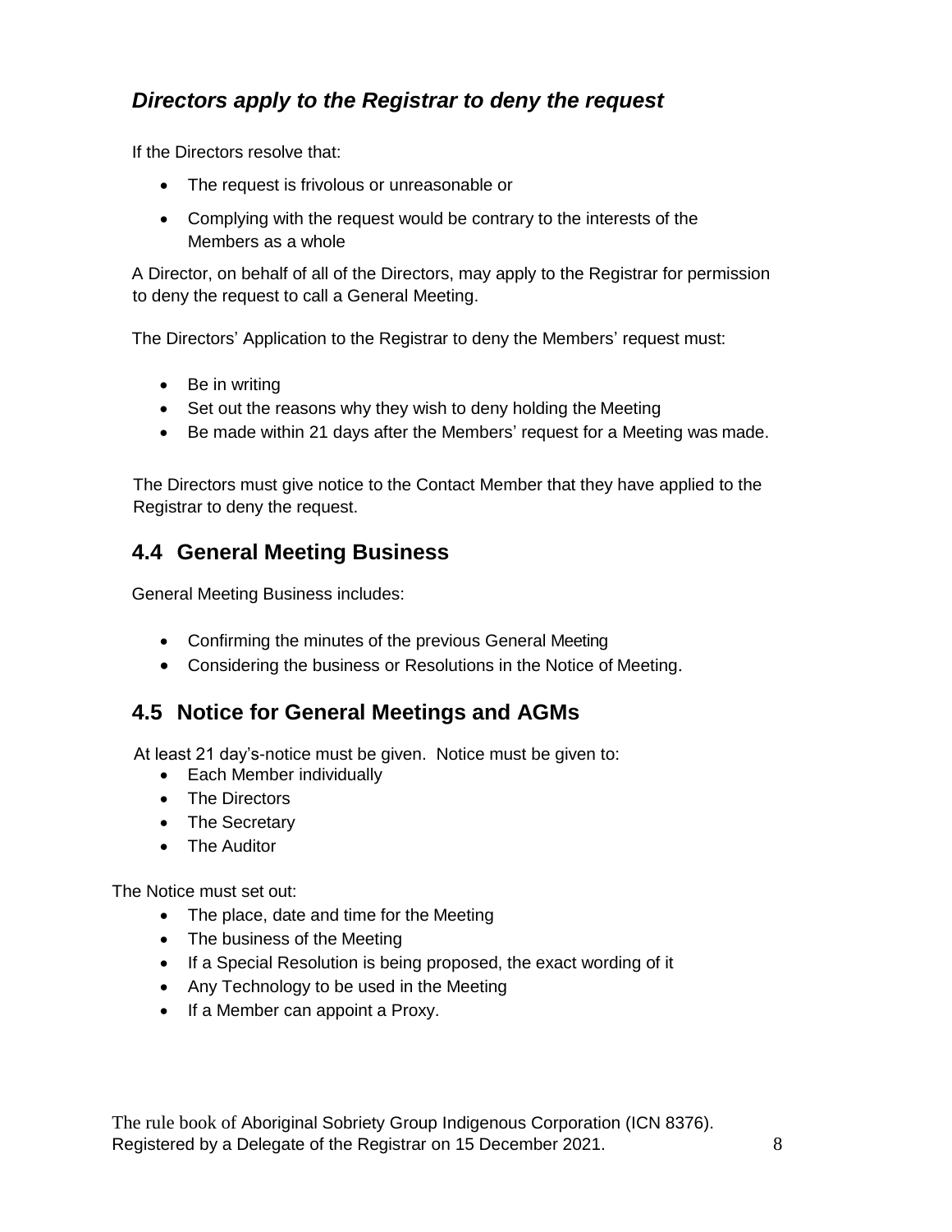### *Directors apply to the Registrar to deny the request*

If the Directors resolve that:

- The request is frivolous or unreasonable or
- Complying with the request would be contrary to the interests of the Members as a whole

A Director, on behalf of all of the Directors, may apply to the Registrar for permission to deny the request to call a General Meeting.

The Directors' Application to the Registrar to deny the Members' request must:

- Be in writing
- Set out the reasons why they wish to deny holding the Meeting
- Be made within 21 days after the Members' request for a Meeting was made.

The Directors must give notice to the Contact Member that they have applied to the Registrar to deny the request.

## 4.4 General Meeting Business

General Meeting Business includes:

- Confirming the minutes of the previous General Meeting
- Considering the business or Resolutions in the Notice of Meeting.

## 4.5 Notice for General Meetings and AGMs

At least 21 day's-notice must be given. Notice must be given to:

- Each Member individually
- The Directors
- The Secretary
- The Auditor

The Notice must set out:

- The place, date and time for the Meeting
- The business of the Meeting
- If a Special Resolution is being proposed, the exact wording of it
- Any Technology to be used in the Meeting
- If a Member can appoint a Proxy.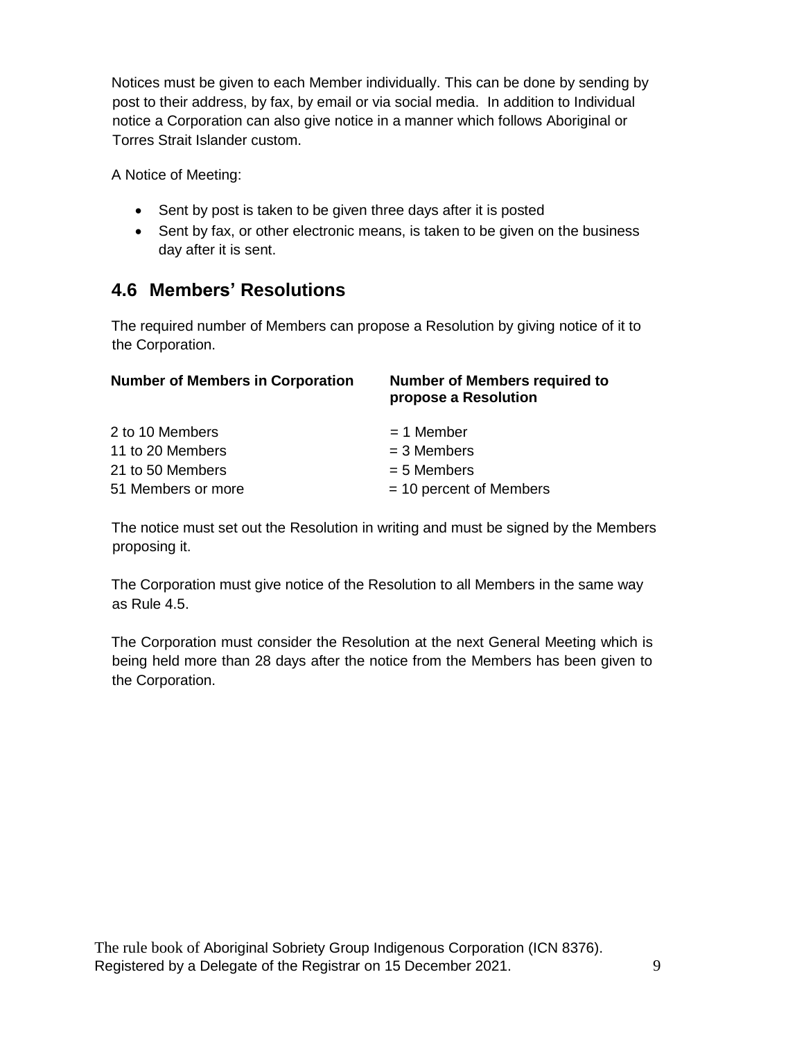Notices must be given to each Member individually. This can be done by sending by post to their address, by fax, by email or via social media. In addition to Individual notice a Corporation can also give notice in a manner which follows Aboriginal or Torres Strait Islander custom.

A Notice of Meeting:

- Sent by post is taken to be given three days after it is posted
- Sent by fax, or other electronic means, is taken to be given on the business day after it is sent.

## 4.6 Members' Resolutions

The required number of Members can propose a Resolution by giving notice of it to the Corporation.

| Number of Members in Corporation | Number of Members required to propose a Resolution |
|---|---|
| 2 to 10 Members | = 1 Member |
| 11 to 20 Members | = 3 Members |
| 21 to 50 Members | = 5 Members |
| 51 Members or more | = 10 percent of Members |

The notice must set out the Resolution in writing and must be signed by the Members proposing it.

The Corporation must give notice of the Resolution to all Members in the same way as Rule 4.5.

The Corporation must consider the Resolution at the next General Meeting which is being held more than 28 days after the notice from the Members has been given to the Corporation.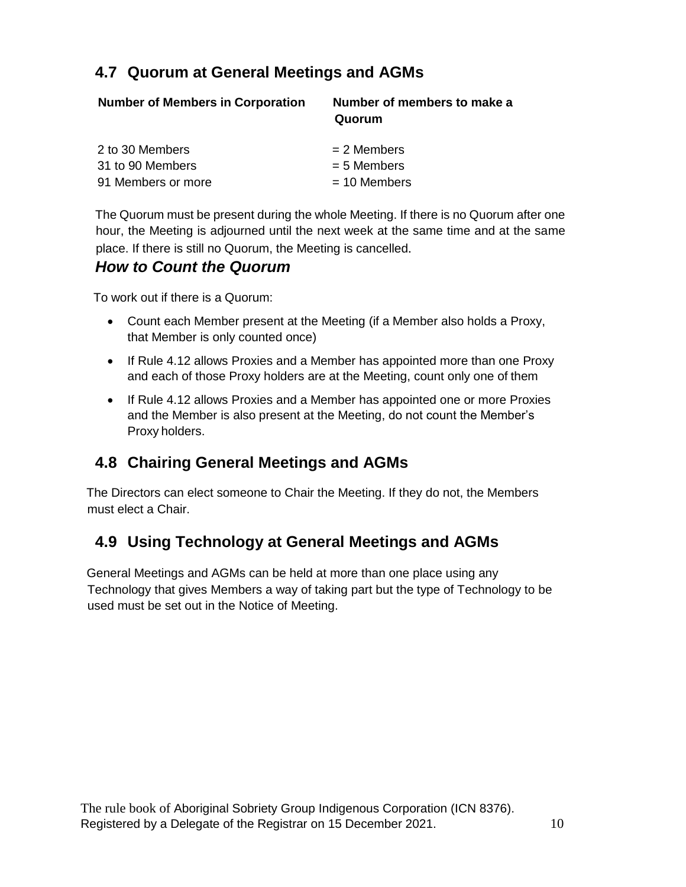## 4.7 Quorum at General Meetings and AGMs

| Number of Members in Corporation | Number of members to make a Quorum |
| --- | --- |
| 2 to 30 Members | = 2 Members |
| 31 to 90 Members | = 5 Members |
| 91 Members or more | = 10 Members |

The Quorum must be present during the whole Meeting. If there is no Quorum after one hour, the Meeting is adjourned until the next week at the same time and at the same place. If there is still no Quorum, the Meeting is cancelled.

### *How to Count the Quorum*

To work out if there is a Quorum:

- Count each Member present at the Meeting (if a Member also holds a Proxy, that Member is only counted once)
- If Rule 4.12 allows Proxies and a Member has appointed more than one Proxy and each of those Proxy holders are at the Meeting, count only one of them
- If Rule 4.12 allows Proxies and a Member has appointed one or more Proxies and the Member is also present at the Meeting, do not count the Member's Proxy holders.

## 4.8 Chairing General Meetings and AGMs

The Directors can elect someone to Chair the Meeting. If they do not, the Members must elect a Chair.

## 4.9 Using Technology at General Meetings and AGMs

General Meetings and AGMs can be held at more than one place using any Technology that gives Members a way of taking part but the type of Technology to be used must be set out in the Notice of Meeting.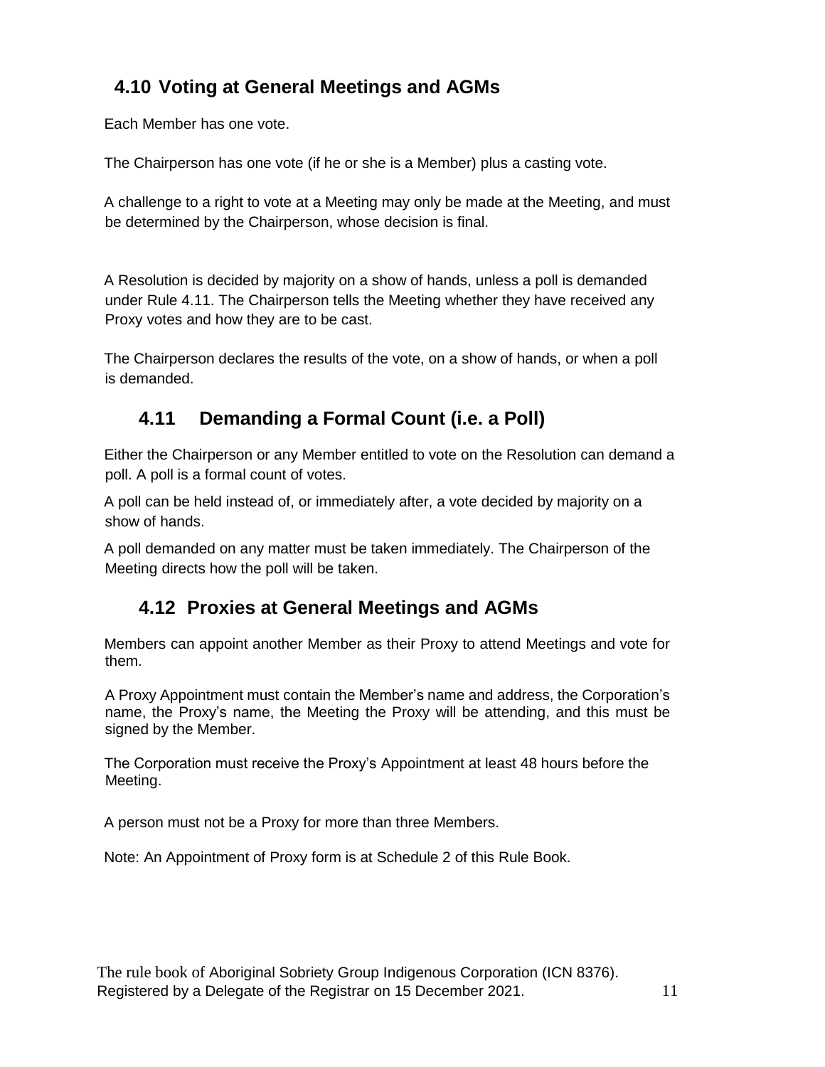## 4.10 Voting at General Meetings and AGMs

Each Member has one vote.

The Chairperson has one vote (if he or she is a Member) plus a casting vote.

A challenge to a right to vote at a Meeting may only be made at the Meeting, and must be determined by the Chairperson, whose decision is final.

A Resolution is decided by majority on a show of hands, unless a poll is demanded under Rule 4.11. The Chairperson tells the Meeting whether they have received any Proxy votes and how they are to be cast.

The Chairperson declares the results of the vote, on a show of hands, or when a poll is demanded.

## 4.11 Demanding a Formal Count (i.e. a Poll)

Either the Chairperson or any Member entitled to vote on the Resolution can demand a poll. A poll is a formal count of votes.

A poll can be held instead of, or immediately after, a vote decided by majority on a show of hands.

A poll demanded on any matter must be taken immediately. The Chairperson of the Meeting directs how the poll will be taken.

## 4.12 Proxies at General Meetings and AGMs

Members can appoint another Member as their Proxy to attend Meetings and vote for them.

A Proxy Appointment must contain the Member's name and address, the Corporation's name, the Proxy's name, the Meeting the Proxy will be attending, and this must be signed by the Member.

The Corporation must receive the Proxy's Appointment at least 48 hours before the Meeting.

A person must not be a Proxy for more than three Members.

Note: An Appointment of Proxy form is at Schedule 2 of this Rule Book.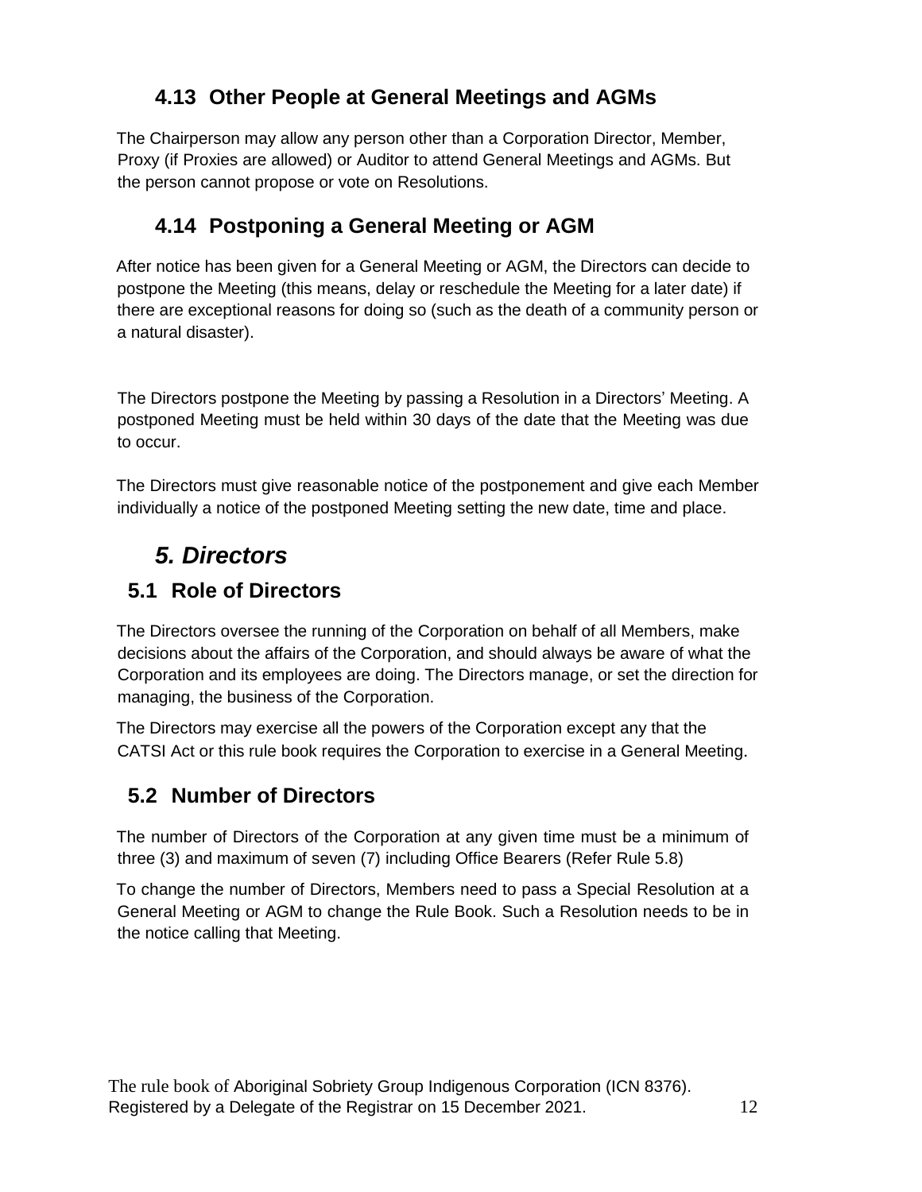### 4.13 Other People at General Meetings and AGMs

The Chairperson may allow any person other than a Corporation Director, Member, Proxy (if Proxies are allowed) or Auditor to attend General Meetings and AGMs. But the person cannot propose or vote on Resolutions.

### 4.14 Postponing a General Meeting or AGM

After notice has been given for a General Meeting or AGM, the Directors can decide to postpone the Meeting (this means, delay or reschedule the Meeting for a later date) if there are exceptional reasons for doing so (such as the death of a community person or a natural disaster).

The Directors postpone the Meeting by passing a Resolution in a Directors' Meeting. A postponed Meeting must be held within 30 days of the date that the Meeting was due to occur.

The Directors must give reasonable notice of the postponement and give each Member individually a notice of the postponed Meeting setting the new date, time and place.

## *5. Directors*

### 5.1 Role of Directors

The Directors oversee the running of the Corporation on behalf of all Members, make decisions about the affairs of the Corporation, and should always be aware of what the Corporation and its employees are doing. The Directors manage, or set the direction for managing, the business of the Corporation.

The Directors may exercise all the powers of the Corporation except any that the CATSI Act or this rule book requires the Corporation to exercise in a General Meeting.

### 5.2 Number of Directors

The number of Directors of the Corporation at any given time must be a minimum of three (3) and maximum of seven (7) including Office Bearers (Refer Rule 5.8)

To change the number of Directors, Members need to pass a Special Resolution at a General Meeting or AGM to change the Rule Book. Such a Resolution needs to be in the notice calling that Meeting.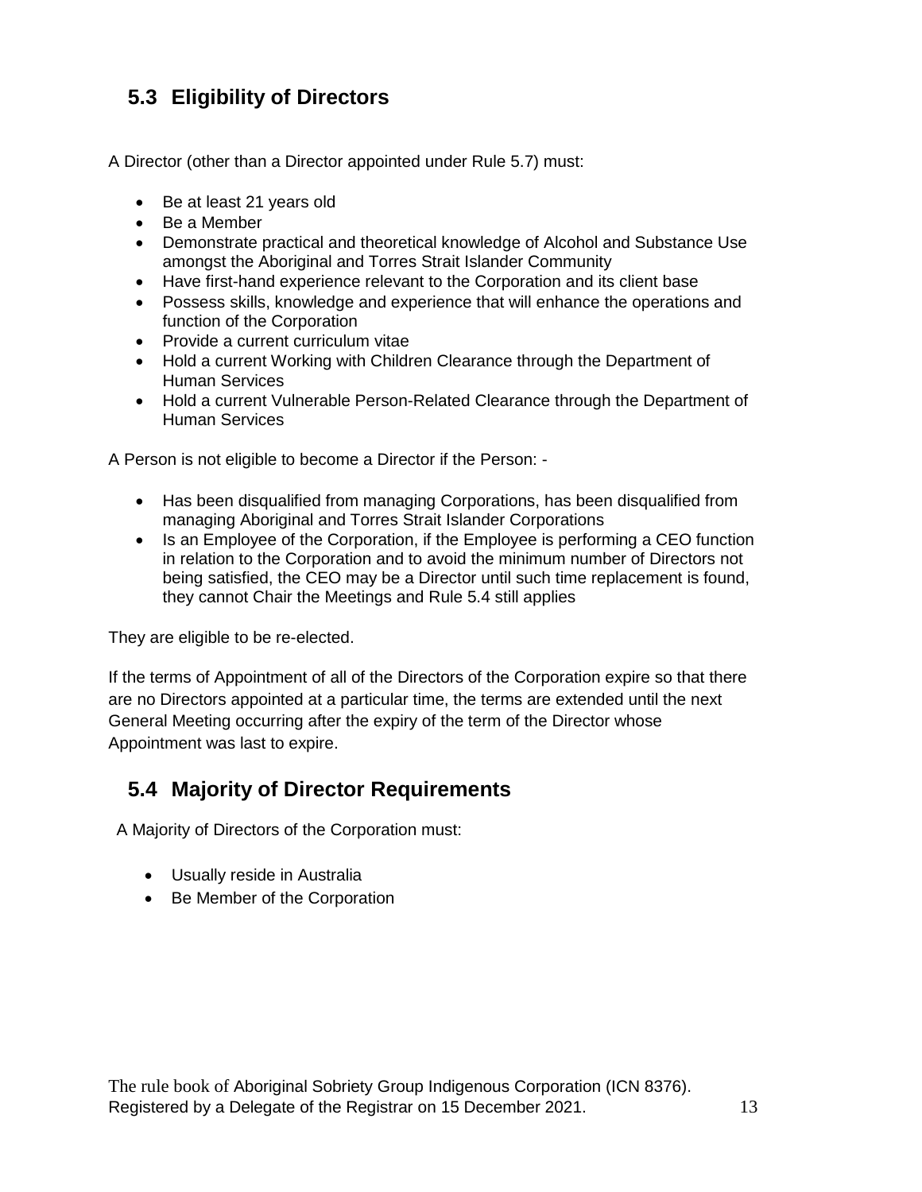## 5.3 Eligibility of Directors

A Director (other than a Director appointed under Rule 5.7) must:

- Be at least 21 years old
- Be a Member
- Demonstrate practical and theoretical knowledge of Alcohol and Substance Use amongst the Aboriginal and Torres Strait Islander Community
- Have first-hand experience relevant to the Corporation and its client base
- Possess skills, knowledge and experience that will enhance the operations and function of the Corporation
- Provide a current curriculum vitae
- Hold a current Working with Children Clearance through the Department of Human Services
- Hold a current Vulnerable Person-Related Clearance through the Department of Human Services

A Person is not eligible to become a Director if the Person: -

- Has been disqualified from managing Corporations, has been disqualified from managing Aboriginal and Torres Strait Islander Corporations
- Is an Employee of the Corporation, if the Employee is performing a CEO function in relation to the Corporation and to avoid the minimum number of Directors not being satisfied, the CEO may be a Director until such time replacement is found, they cannot Chair the Meetings and Rule 5.4 still applies

They are eligible to be re-elected.

If the terms of Appointment of all of the Directors of the Corporation expire so that there are no Directors appointed at a particular time, the terms are extended until the next General Meeting occurring after the expiry of the term of the Director whose Appointment was last to expire.

## 5.4 Majority of Director Requirements

A Majority of Directors of the Corporation must:

- Usually reside in Australia
- Be Member of the Corporation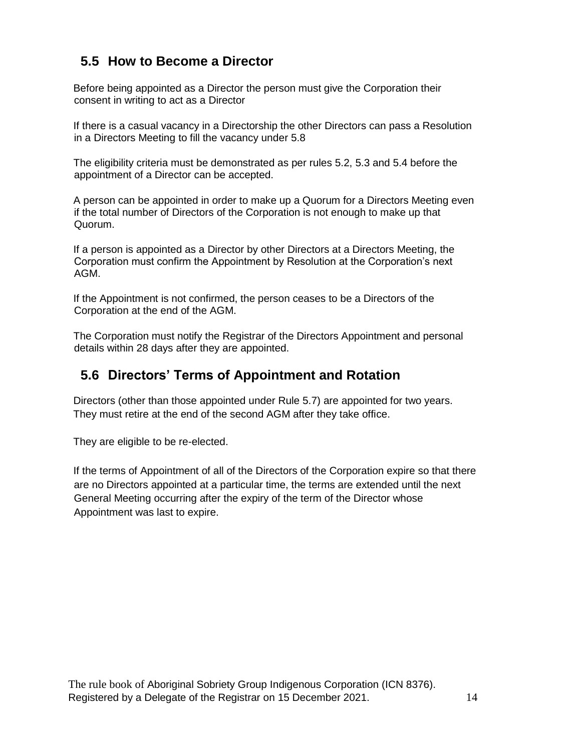## 5.5 How to Become a Director

Before being appointed as a Director the person must give the Corporation their consent in writing to act as a Director

If there is a casual vacancy in a Directorship the other Directors can pass a Resolution in a Directors Meeting to fill the vacancy under 5.8

The eligibility criteria must be demonstrated as per rules 5.2, 5.3 and 5.4 before the appointment of a Director can be accepted.

A person can be appointed in order to make up a Quorum for a Directors Meeting even if the total number of Directors of the Corporation is not enough to make up that Quorum.

If a person is appointed as a Director by other Directors at a Directors Meeting, the Corporation must confirm the Appointment by Resolution at the Corporation's next AGM.

If the Appointment is not confirmed, the person ceases to be a Directors of the Corporation at the end of the AGM.

The Corporation must notify the Registrar of the Directors Appointment and personal details within 28 days after they are appointed.

## 5.6 Directors' Terms of Appointment and Rotation

Directors (other than those appointed under Rule 5.7) are appointed for two years. They must retire at the end of the second AGM after they take office.

They are eligible to be re-elected.

If the terms of Appointment of all of the Directors of the Corporation expire so that there are no Directors appointed at a particular time, the terms are extended until the next General Meeting occurring after the expiry of the term of the Director whose Appointment was last to expire.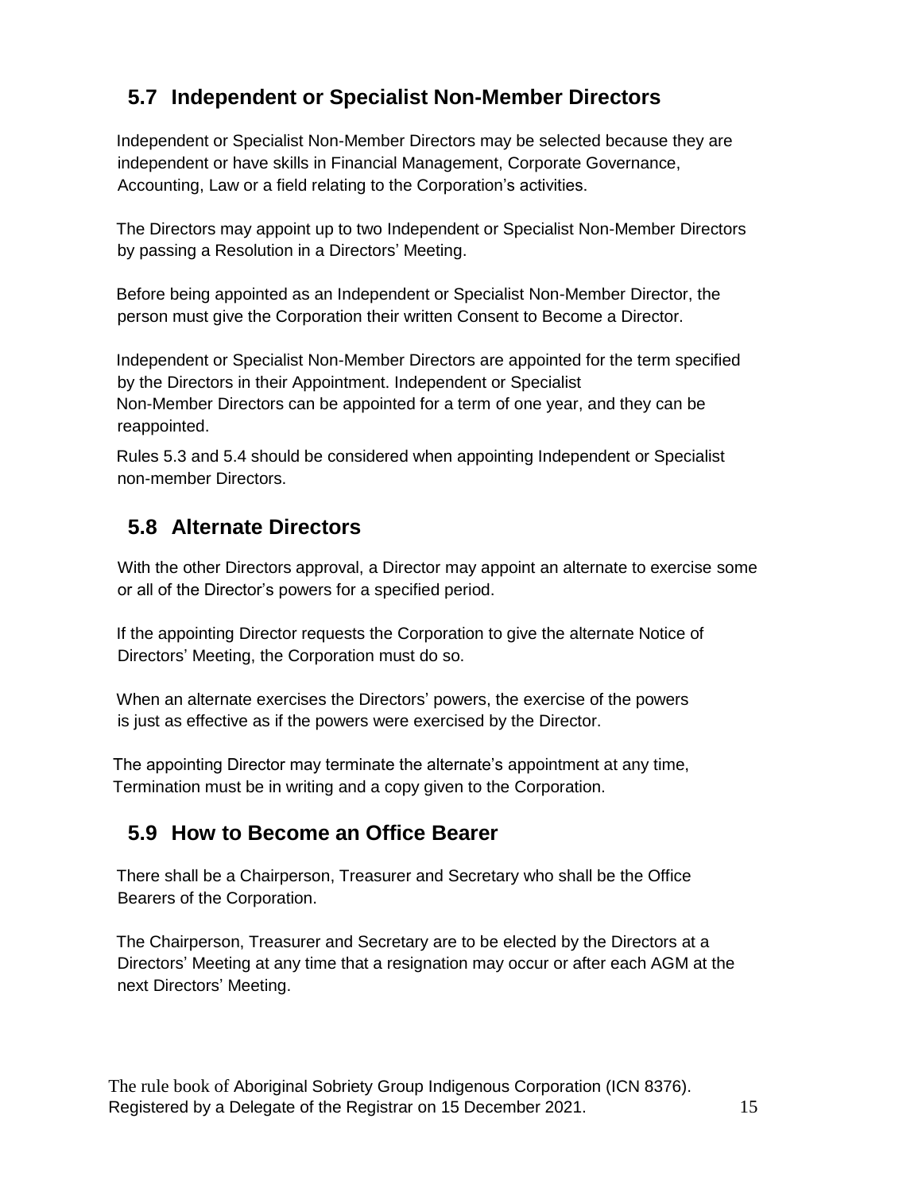## 5.7 Independent or Specialist Non-Member Directors

Independent or Specialist Non-Member Directors may be selected because they are independent or have skills in Financial Management, Corporate Governance, Accounting, Law or a field relating to the Corporation's activities.

The Directors may appoint up to two Independent or Specialist Non-Member Directors by passing a Resolution in a Directors' Meeting.

Before being appointed as an Independent or Specialist Non-Member Director, the person must give the Corporation their written Consent to Become a Director.

Independent or Specialist Non-Member Directors are appointed for the term specified by the Directors in their Appointment. Independent or Specialist Non-Member Directors can be appointed for a term of one year, and they can be reappointed.

Rules 5.3 and 5.4 should be considered when appointing Independent or Specialist non-member Directors.

## 5.8 Alternate Directors

With the other Directors approval, a Director may appoint an alternate to exercise some or all of the Director's powers for a specified period.

If the appointing Director requests the Corporation to give the alternate Notice of Directors' Meeting, the Corporation must do so.

When an alternate exercises the Directors' powers, the exercise of the powers is just as effective as if the powers were exercised by the Director.

The appointing Director may terminate the alternate's appointment at any time, Termination must be in writing and a copy given to the Corporation.

## 5.9 How to Become an Office Bearer

There shall be a Chairperson, Treasurer and Secretary who shall be the Office Bearers of the Corporation.

The Chairperson, Treasurer and Secretary are to be elected by the Directors at a Directors' Meeting at any time that a resignation may occur or after each AGM at the next Directors' Meeting.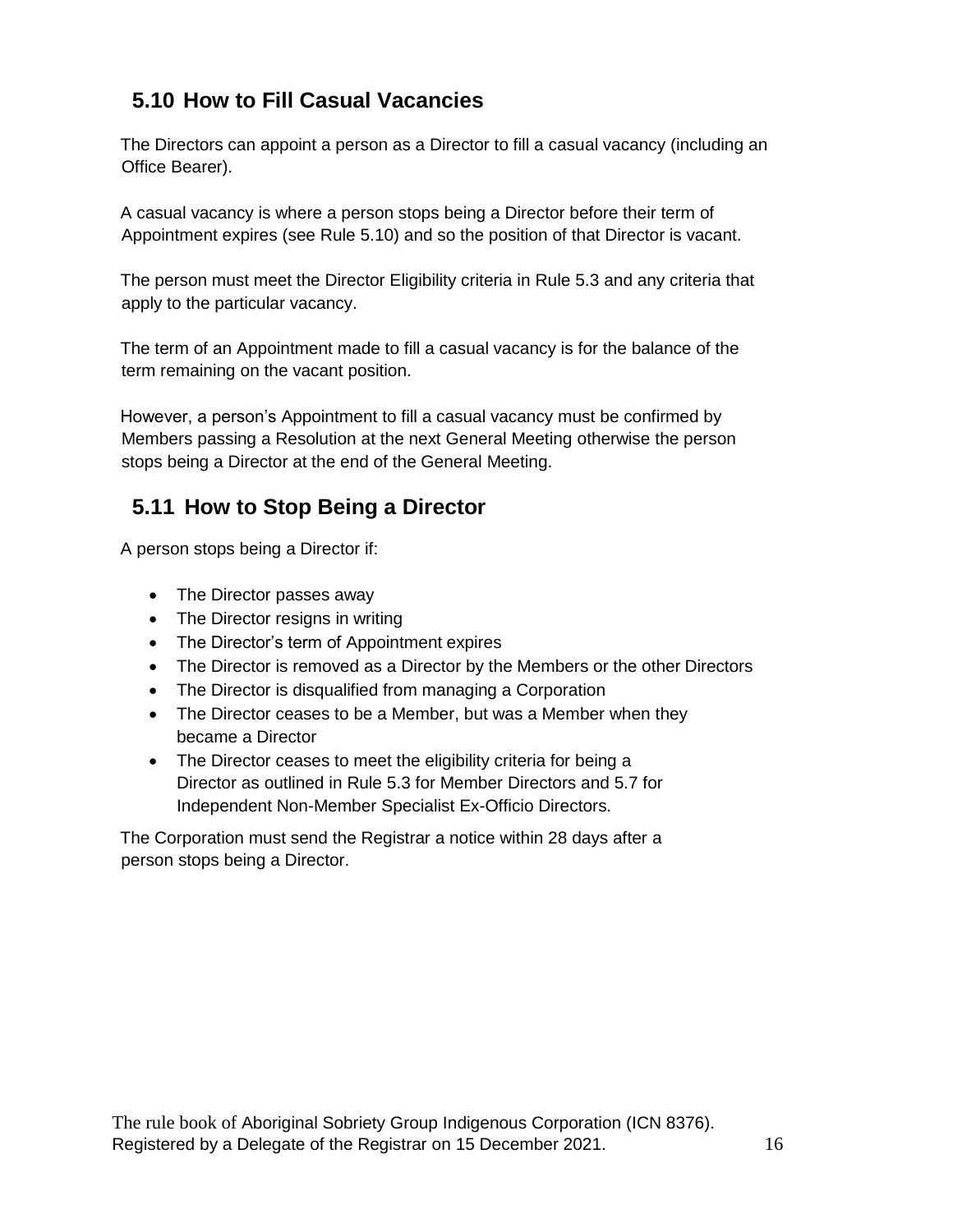## 5.10 How to Fill Casual Vacancies

The Directors can appoint a person as a Director to fill a casual vacancy (including an Office Bearer).

A casual vacancy is where a person stops being a Director before their term of Appointment expires (see Rule 5.10) and so the position of that Director is vacant.

The person must meet the Director Eligibility criteria in Rule 5.3 and any criteria that apply to the particular vacancy.

The term of an Appointment made to fill a casual vacancy is for the balance of the term remaining on the vacant position.

However, a person's Appointment to fill a casual vacancy must be confirmed by Members passing a Resolution at the next General Meeting otherwise the person stops being a Director at the end of the General Meeting.

## 5.11 How to Stop Being a Director

A person stops being a Director if:

- The Director passes away
- The Director resigns in writing
- The Director's term of Appointment expires
- The Director is removed as a Director by the Members or the other Directors
- The Director is disqualified from managing a Corporation
- The Director ceases to be a Member, but was a Member when they became a Director
- The Director ceases to meet the eligibility criteria for being a Director as outlined in Rule 5.3 for Member Directors and 5.7 for Independent Non-Member Specialist Ex-Officio Directors.

The Corporation must send the Registrar a notice within 28 days after a person stops being a Director.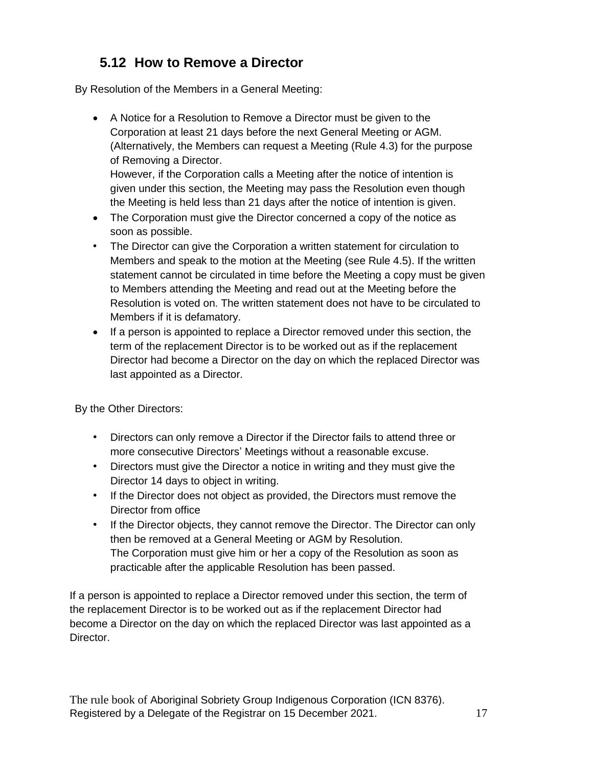## 5.12 How to Remove a Director

By Resolution of the Members in a General Meeting:

- A Notice for a Resolution to Remove a Director must be given to the Corporation at least 21 days before the next General Meeting or AGM. (Alternatively, the Members can request a Meeting (Rule 4.3) for the purpose of Removing a Director.
  However, if the Corporation calls a Meeting after the notice of intention is given under this section, the Meeting may pass the Resolution even though the Meeting is held less than 21 days after the notice of intention is given.
- The Corporation must give the Director concerned a copy of the notice as soon as possible.
- The Director can give the Corporation a written statement for circulation to Members and speak to the motion at the Meeting (see Rule 4.5). If the written statement cannot be circulated in time before the Meeting a copy must be given to Members attending the Meeting and read out at the Meeting before the Resolution is voted on. The written statement does not have to be circulated to Members if it is defamatory.
- If a person is appointed to replace a Director removed under this section, the term of the replacement Director is to be worked out as if the replacement Director had become a Director on the day on which the replaced Director was last appointed as a Director.

By the Other Directors:

- Directors can only remove a Director if the Director fails to attend three or more consecutive Directors' Meetings without a reasonable excuse.
- Directors must give the Director a notice in writing and they must give the Director 14 days to object in writing.
- If the Director does not object as provided, the Directors must remove the Director from office
- If the Director objects, they cannot remove the Director. The Director can only then be removed at a General Meeting or AGM by Resolution.
  The Corporation must give him or her a copy of the Resolution as soon as practicable after the applicable Resolution has been passed.

If a person is appointed to replace a Director removed under this section, the term of the replacement Director is to be worked out as if the replacement Director had become a Director on the day on which the replaced Director was last appointed as a Director.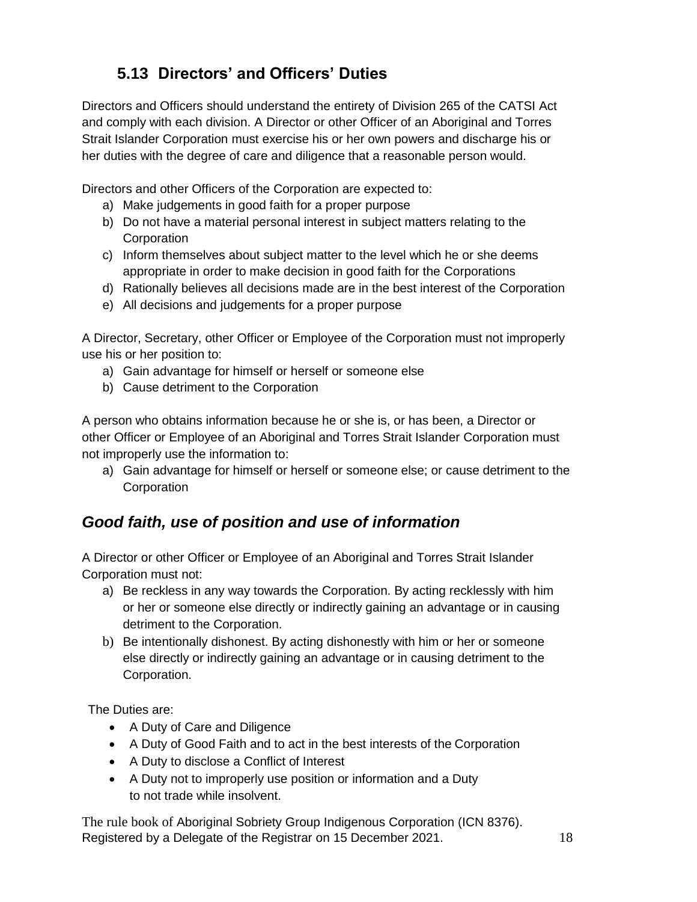## 5.13 Directors' and Officers' Duties

Directors and Officers should understand the entirety of Division 265 of the CATSI Act and comply with each division. A Director or other Officer of an Aboriginal and Torres Strait Islander Corporation must exercise his or her own powers and discharge his or her duties with the degree of care and diligence that a reasonable person would.

Directors and other Officers of the Corporation are expected to:

a) Make judgements in good faith for a proper purpose
b) Do not have a material personal interest in subject matters relating to the Corporation
c) Inform themselves about subject matter to the level which he or she deems appropriate in order to make decision in good faith for the Corporations
d) Rationally believes all decisions made are in the best interest of the Corporation
e) All decisions and judgements for a proper purpose

A Director, Secretary, other Officer or Employee of the Corporation must not improperly use his or her position to:

a) Gain advantage for himself or herself or someone else
b) Cause detriment to the Corporation

A person who obtains information because he or she is, or has been, a Director or other Officer or Employee of an Aboriginal and Torres Strait Islander Corporation must not improperly use the information to:

a) Gain advantage for himself or herself or someone else; or cause detriment to the Corporation

## *Good faith, use of position and use of information*

A Director or other Officer or Employee of an Aboriginal and Torres Strait Islander Corporation must not:

a) Be reckless in any way towards the Corporation. By acting recklessly with him or her or someone else directly or indirectly gaining an advantage or in causing detriment to the Corporation.
b) Be intentionally dishonest. By acting dishonestly with him or her or someone else directly or indirectly gaining an advantage or in causing detriment to the Corporation.

The Duties are:

- A Duty of Care and Diligence
- A Duty of Good Faith and to act in the best interests of the Corporation
- A Duty to disclose a Conflict of Interest
- A Duty not to improperly use position or information and a Duty to not trade while insolvent.

The rule book of Aboriginal Sobriety Group Indigenous Corporation (ICN 8376). Registered by a Delegate of the Registrar on 15 December 2021.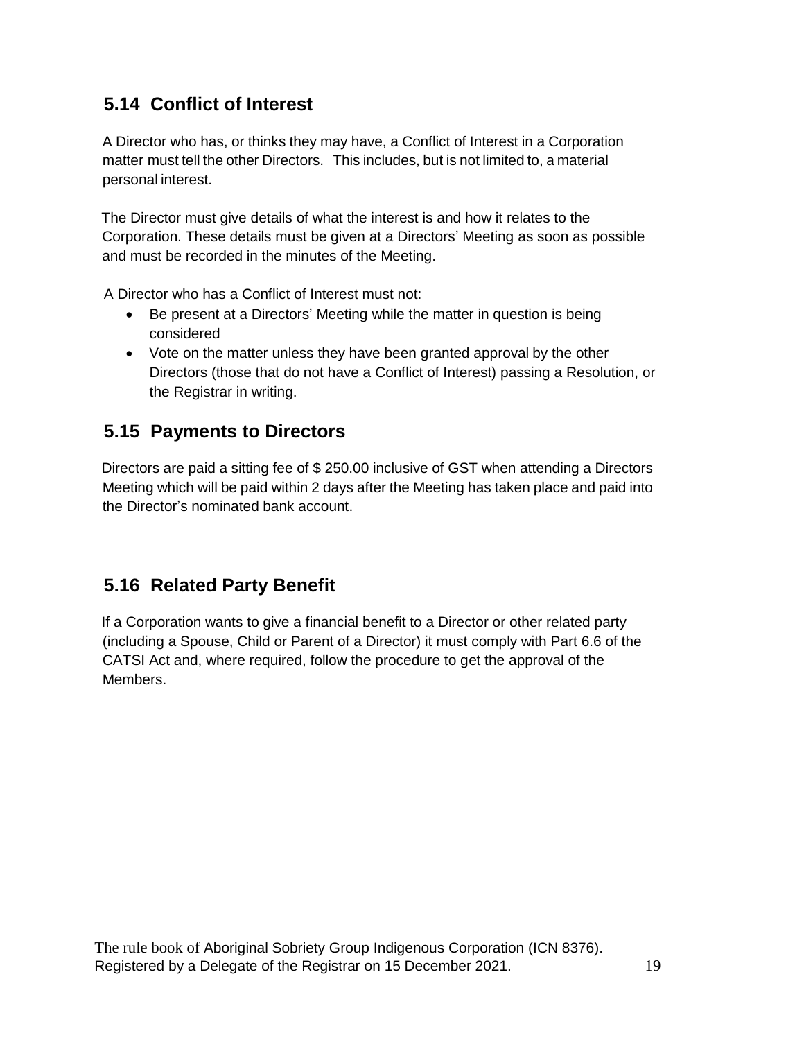## 5.14 Conflict of Interest

A Director who has, or thinks they may have, a Conflict of Interest in a Corporation matter must tell the other Directors. This includes, but is not limited to, a material personal interest.

The Director must give details of what the interest is and how it relates to the Corporation. These details must be given at a Directors' Meeting as soon as possible and must be recorded in the minutes of the Meeting.

A Director who has a Conflict of Interest must not:

- Be present at a Directors' Meeting while the matter in question is being considered
- Vote on the matter unless they have been granted approval by the other Directors (those that do not have a Conflict of Interest) passing a Resolution, or the Registrar in writing.

## 5.15 Payments to Directors

Directors are paid a sitting fee of $ 250.00 inclusive of GST when attending a Directors Meeting which will be paid within 2 days after the Meeting has taken place and paid into the Director's nominated bank account.

## 5.16 Related Party Benefit

If a Corporation wants to give a financial benefit to a Director or other related party (including a Spouse, Child or Parent of a Director) it must comply with Part 6.6 of the CATSI Act and, where required, follow the procedure to get the approval of the Members.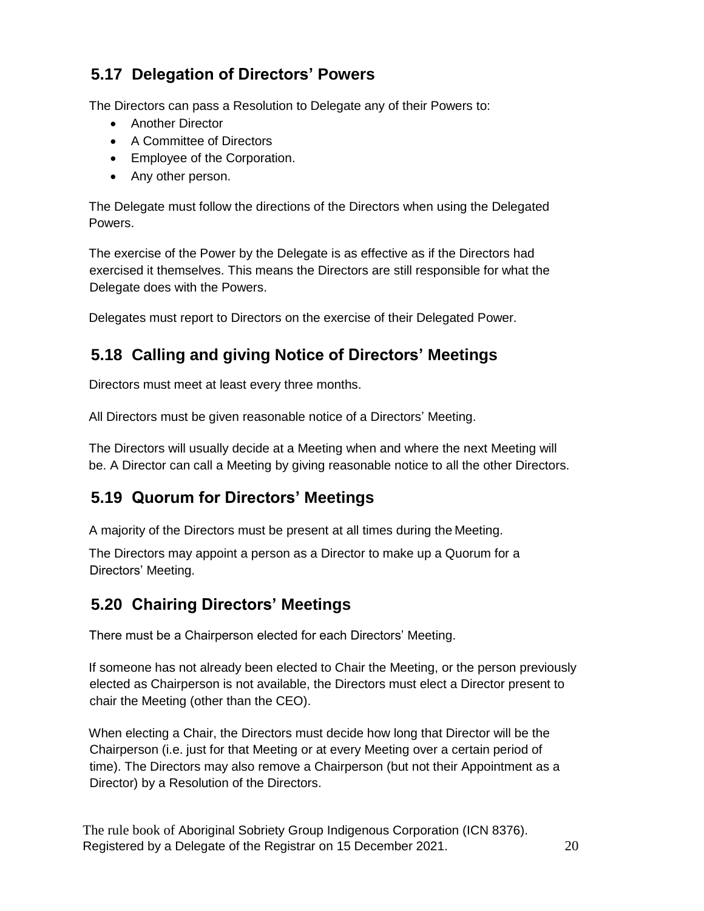## 5.17 Delegation of Directors' Powers

The Directors can pass a Resolution to Delegate any of their Powers to:

- Another Director
- A Committee of Directors
- Employee of the Corporation.
- Any other person.

The Delegate must follow the directions of the Directors when using the Delegated Powers.

The exercise of the Power by the Delegate is as effective as if the Directors had exercised it themselves. This means the Directors are still responsible for what the Delegate does with the Powers.

Delegates must report to Directors on the exercise of their Delegated Power.

## 5.18 Calling and giving Notice of Directors' Meetings

Directors must meet at least every three months.

All Directors must be given reasonable notice of a Directors' Meeting.

The Directors will usually decide at a Meeting when and where the next Meeting will be. A Director can call a Meeting by giving reasonable notice to all the other Directors.

## 5.19 Quorum for Directors' Meetings

A majority of the Directors must be present at all times during the Meeting.

The Directors may appoint a person as a Director to make up a Quorum for a Directors' Meeting.

## 5.20 Chairing Directors' Meetings

There must be a Chairperson elected for each Directors' Meeting.

If someone has not already been elected to Chair the Meeting, or the person previously elected as Chairperson is not available, the Directors must elect a Director present to chair the Meeting (other than the CEO).

When electing a Chair, the Directors must decide how long that Director will be the Chairperson (i.e. just for that Meeting or at every Meeting over a certain period of time). The Directors may also remove a Chairperson (but not their Appointment as a Director) by a Resolution of the Directors.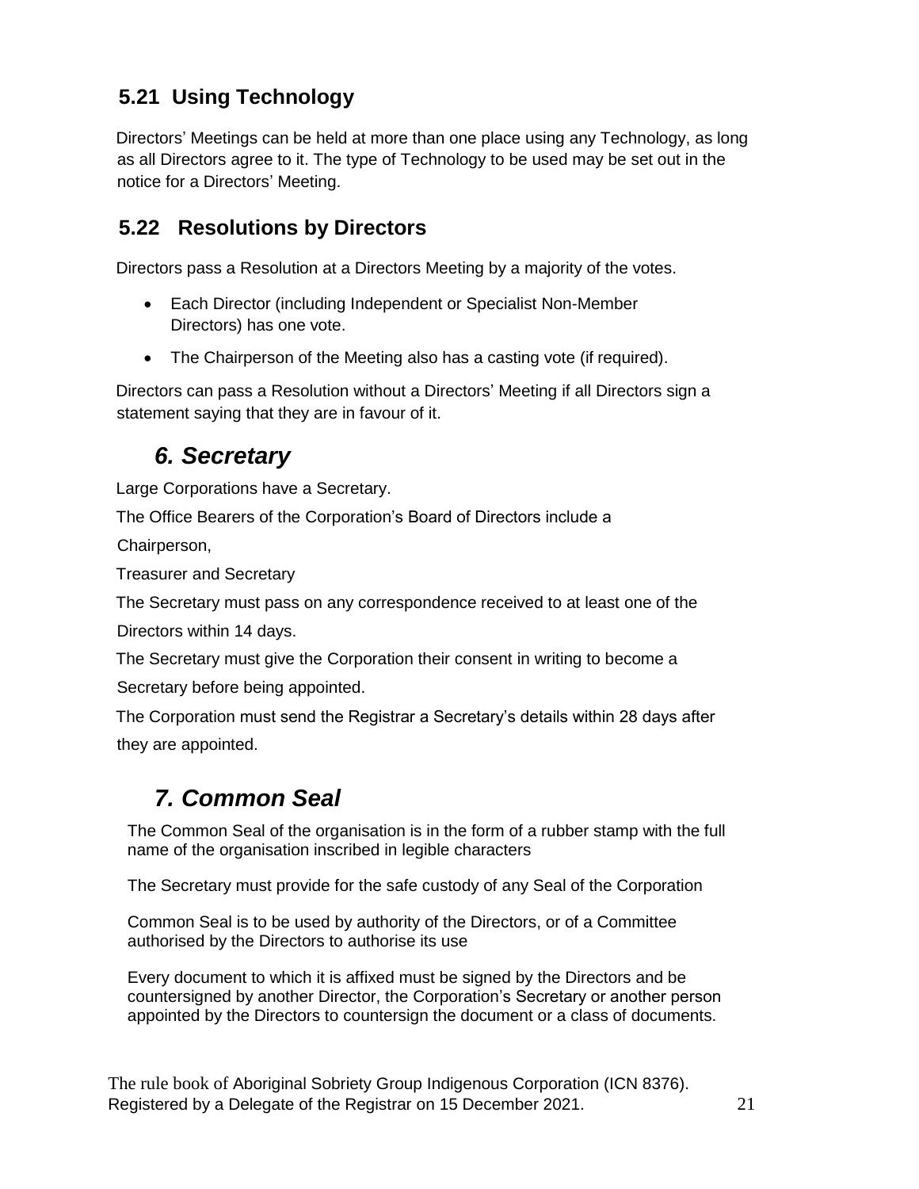### 5.21 Using Technology

Directors' Meetings can be held at more than one place using any Technology, as long as all Directors agree to it. The type of Technology to be used may be set out in the notice for a Directors' Meeting.

### 5.22 Resolutions by Directors

Directors pass a Resolution at a Directors Meeting by a majority of the votes.

- Each Director (including Independent or Specialist Non-Member Directors) has one vote.
- The Chairperson of the Meeting also has a casting vote (if required).

Directors can pass a Resolution without a Directors' Meeting if all Directors sign a statement saying that they are in favour of it.

## *6. Secretary*

Large Corporations have a Secretary.

The Office Bearers of the Corporation's Board of Directors include a

Chairperson,

Treasurer and Secretary

The Secretary must pass on any correspondence received to at least one of the Directors within 14 days.

The Secretary must give the Corporation their consent in writing to become a Secretary before being appointed.

The Corporation must send the Registrar a Secretary's details within 28 days after they are appointed.

## *7. Common Seal*

The Common Seal of the organisation is in the form of a rubber stamp with the full name of the organisation inscribed in legible characters

The Secretary must provide for the safe custody of any Seal of the Corporation

Common Seal is to be used by authority of the Directors, or of a Committee authorised by the Directors to authorise its use

Every document to which it is affixed must be signed by the Directors and be countersigned by another Director, the Corporation's Secretary or another person appointed by the Directors to countersign the document or a class of documents.

The rule book of Aboriginal Sobriety Group Indigenous Corporation (ICN 8376). Registered by a Delegate of the Registrar on 15 December 2021.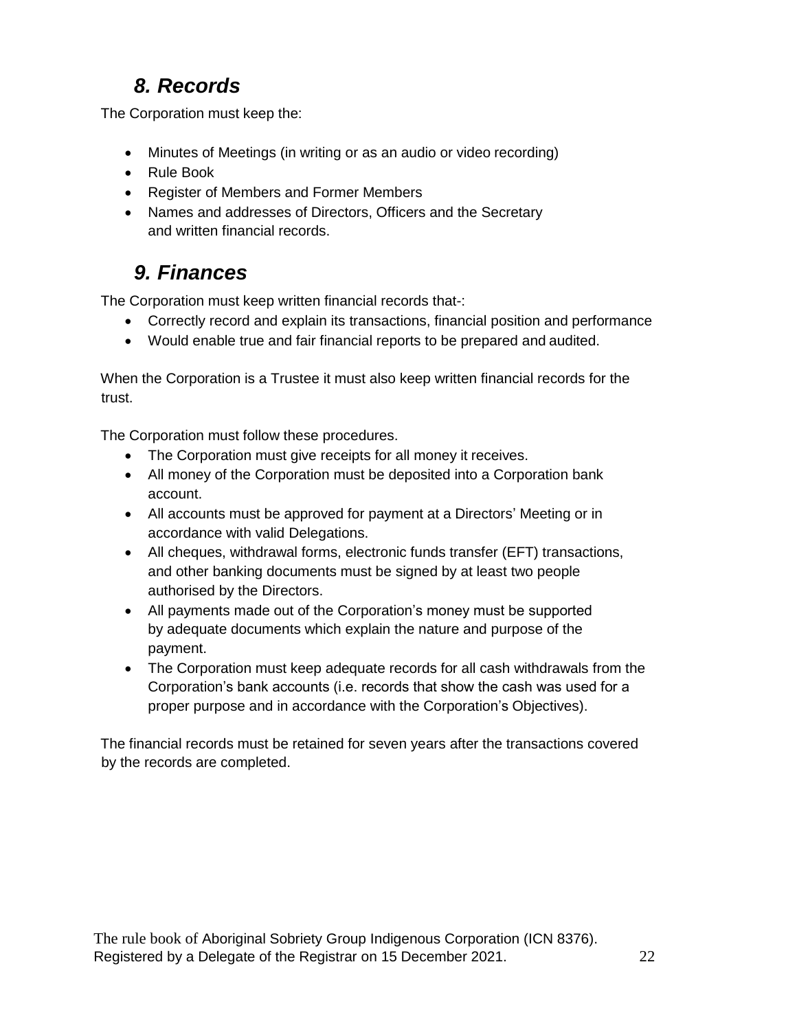## *8. Records*

The Corporation must keep the:

- Minutes of Meetings (in writing or as an audio or video recording)
- Rule Book
- Register of Members and Former Members
- Names and addresses of Directors, Officers and the Secretary and written financial records.

## *9. Finances*

The Corporation must keep written financial records that-:

- Correctly record and explain its transactions, financial position and performance
- Would enable true and fair financial reports to be prepared and audited.

When the Corporation is a Trustee it must also keep written financial records for the trust.

The Corporation must follow these procedures.

- The Corporation must give receipts for all money it receives.
- All money of the Corporation must be deposited into a Corporation bank account.
- All accounts must be approved for payment at a Directors' Meeting or in accordance with valid Delegations.
- All cheques, withdrawal forms, electronic funds transfer (EFT) transactions, and other banking documents must be signed by at least two people authorised by the Directors.
- All payments made out of the Corporation's money must be supported by adequate documents which explain the nature and purpose of the payment.
- The Corporation must keep adequate records for all cash withdrawals from the Corporation's bank accounts (i.e. records that show the cash was used for a proper purpose and in accordance with the Corporation's Objectives).

The financial records must be retained for seven years after the transactions covered by the records are completed.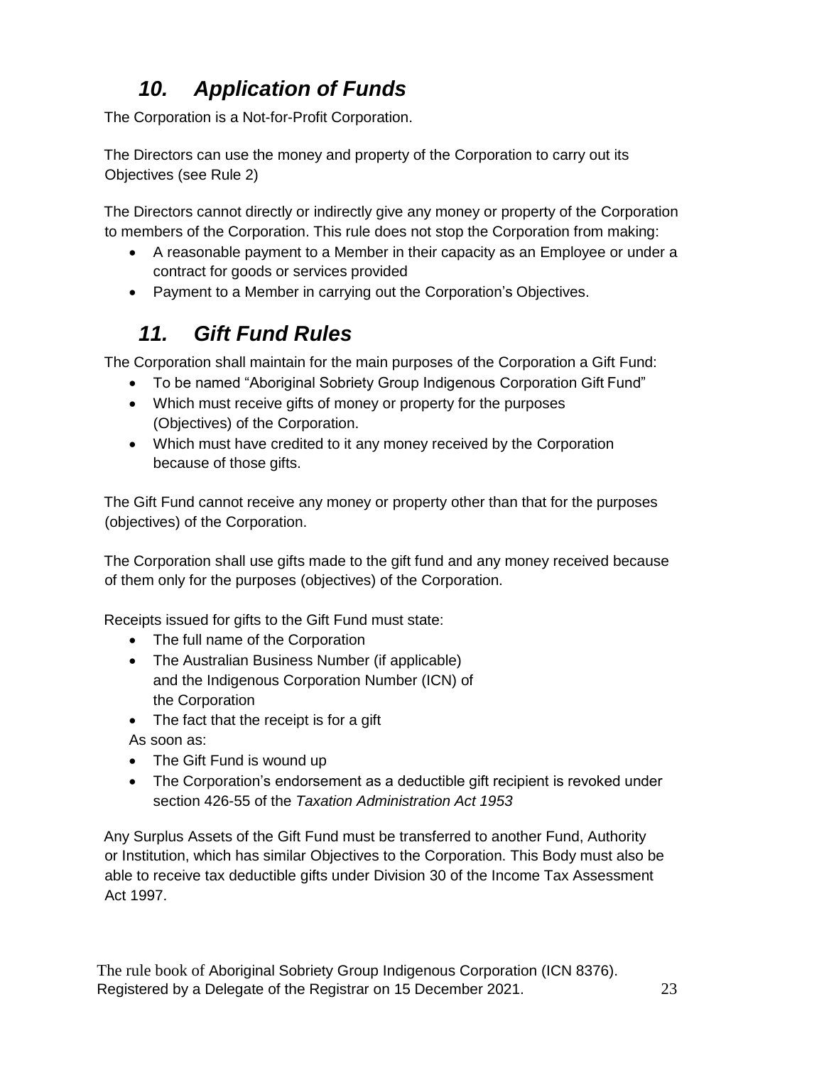## *10. Application of Funds*

The Corporation is a Not-for-Profit Corporation.

The Directors can use the money and property of the Corporation to carry out its Objectives (see Rule 2)

The Directors cannot directly or indirectly give any money or property of the Corporation to members of the Corporation. This rule does not stop the Corporation from making:

- A reasonable payment to a Member in their capacity as an Employee or under a contract for goods or services provided
- Payment to a Member in carrying out the Corporation's Objectives.

## *11. Gift Fund Rules*

The Corporation shall maintain for the main purposes of the Corporation a Gift Fund:

- To be named "Aboriginal Sobriety Group Indigenous Corporation Gift Fund"
- Which must receive gifts of money or property for the purposes (Objectives) of the Corporation.
- Which must have credited to it any money received by the Corporation because of those gifts.

The Gift Fund cannot receive any money or property other than that for the purposes (objectives) of the Corporation.

The Corporation shall use gifts made to the gift fund and any money received because of them only for the purposes (objectives) of the Corporation.

Receipts issued for gifts to the Gift Fund must state:

- The full name of the Corporation
- The Australian Business Number (if applicable) and the Indigenous Corporation Number (ICN) of the Corporation
- The fact that the receipt is for a gift

As soon as:

- The Gift Fund is wound up
- The Corporation's endorsement as a deductible gift recipient is revoked under section 426-55 of the *Taxation Administration Act 1953*

Any Surplus Assets of the Gift Fund must be transferred to another Fund, Authority or Institution, which has similar Objectives to the Corporation. This Body must also be able to receive tax deductible gifts under Division 30 of the Income Tax Assessment Act 1997.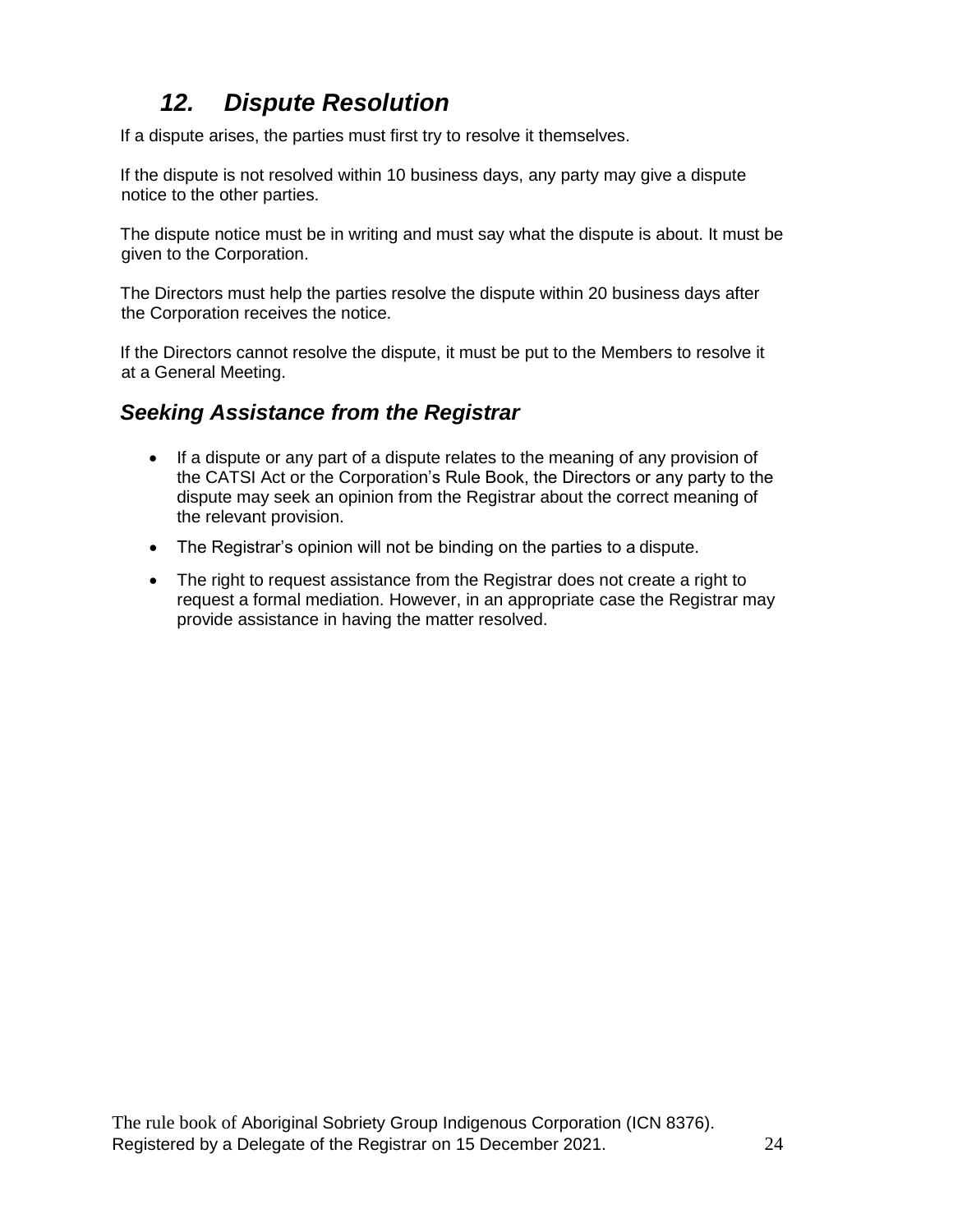## *12. Dispute Resolution*

If a dispute arises, the parties must first try to resolve it themselves.

If the dispute is not resolved within 10 business days, any party may give a dispute notice to the other parties.

The dispute notice must be in writing and must say what the dispute is about. It must be given to the Corporation.

The Directors must help the parties resolve the dispute within 20 business days after the Corporation receives the notice.

If the Directors cannot resolve the dispute, it must be put to the Members to resolve it at a General Meeting.

### *Seeking Assistance from the Registrar*

- If a dispute or any part of a dispute relates to the meaning of any provision of the CATSI Act or the Corporation's Rule Book, the Directors or any party to the dispute may seek an opinion from the Registrar about the correct meaning of the relevant provision.
- The Registrar's opinion will not be binding on the parties to a dispute.
- The right to request assistance from the Registrar does not create a right to request a formal mediation. However, in an appropriate case the Registrar may provide assistance in having the matter resolved.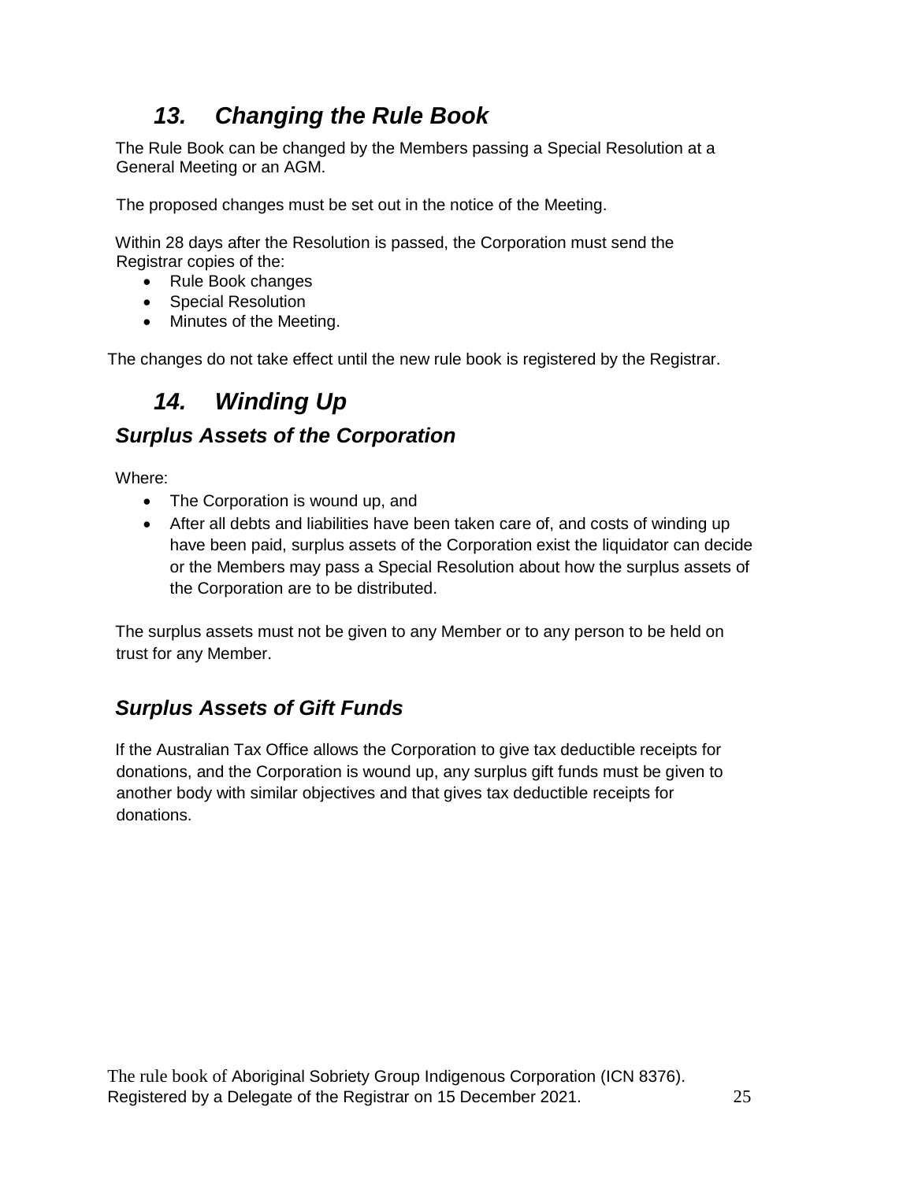## *13. Changing the Rule Book*

The Rule Book can be changed by the Members passing a Special Resolution at a General Meeting or an AGM.

The proposed changes must be set out in the notice of the Meeting.

Within 28 days after the Resolution is passed, the Corporation must send the Registrar copies of the:

- Rule Book changes
- Special Resolution
- Minutes of the Meeting.

The changes do not take effect until the new rule book is registered by the Registrar.

## *14. Winding Up*

### *Surplus Assets of the Corporation*

Where:

- The Corporation is wound up, and
- After all debts and liabilities have been taken care of, and costs of winding up have been paid, surplus assets of the Corporation exist the liquidator can decide or the Members may pass a Special Resolution about how the surplus assets of the Corporation are to be distributed.

The surplus assets must not be given to any Member or to any person to be held on trust for any Member.

### *Surplus Assets of Gift Funds*

If the Australian Tax Office allows the Corporation to give tax deductible receipts for donations, and the Corporation is wound up, any surplus gift funds must be given to another body with similar objectives and that gives tax deductible receipts for donations.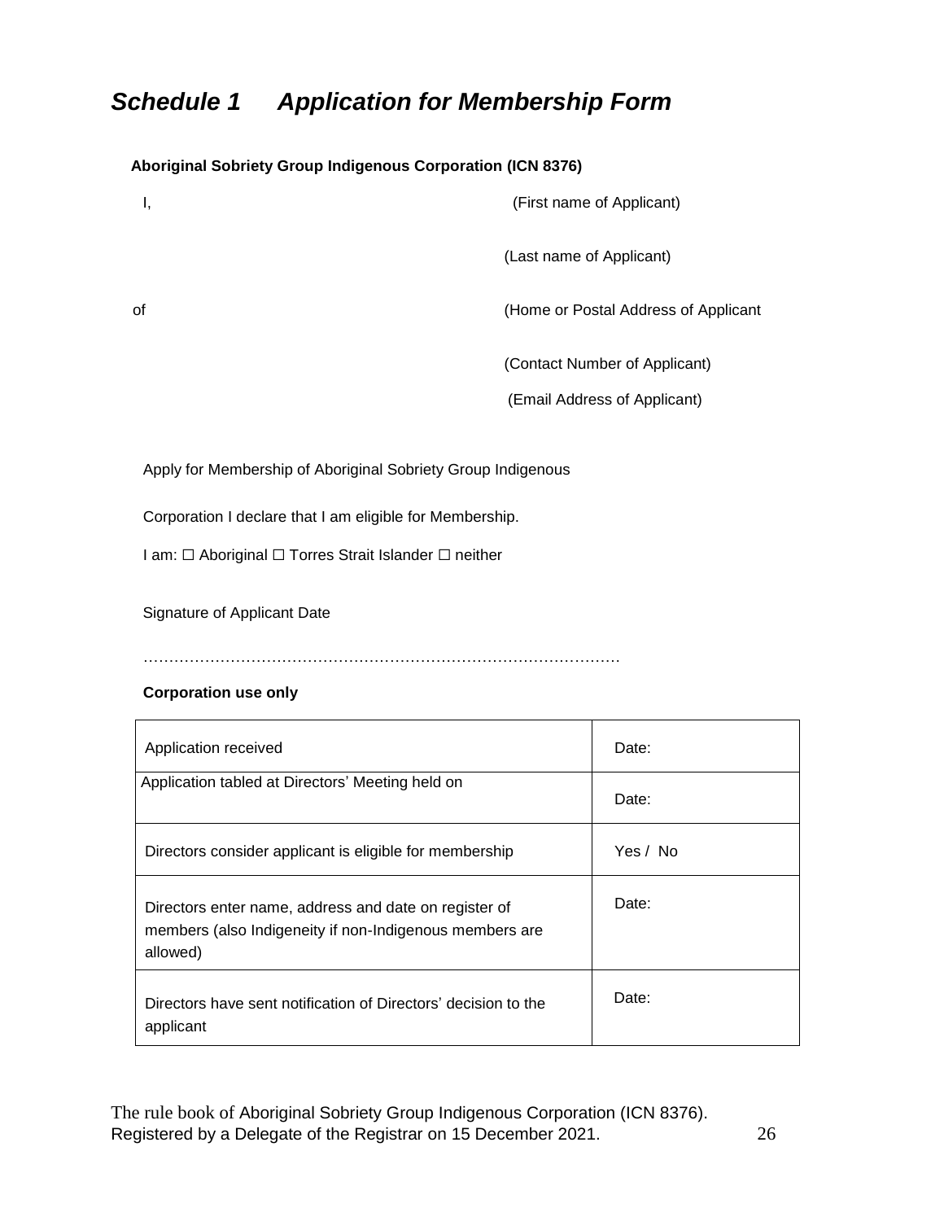## *Schedule 1 Application for Membership Form*

**Aboriginal Sobriety Group Indigenous Corporation (ICN 8376)**

I, (First name of Applicant)

(Last name of Applicant)

of (Home or Postal Address of Applicant

(Contact Number of Applicant)

(Email Address of Applicant)

Apply for Membership of Aboriginal Sobriety Group Indigenous

Corporation I declare that I am eligible for Membership.

I am: ☐ Aboriginal ☐ Torres Strait Islander ☐ neither

Signature of Applicant Date

………………………………………………………………………………

**Corporation use only**

| | |
|---|---|
| Application received | Date: |
| Application tabled at Directors' Meeting held on | Date: |
| Directors consider applicant is eligible for membership | Yes / No |
| Directors enter name, address and date on register of members (also Indigeneity if non-Indigenous members are allowed) | Date: |
| Directors have sent notification of Directors' decision to the applicant | Date: |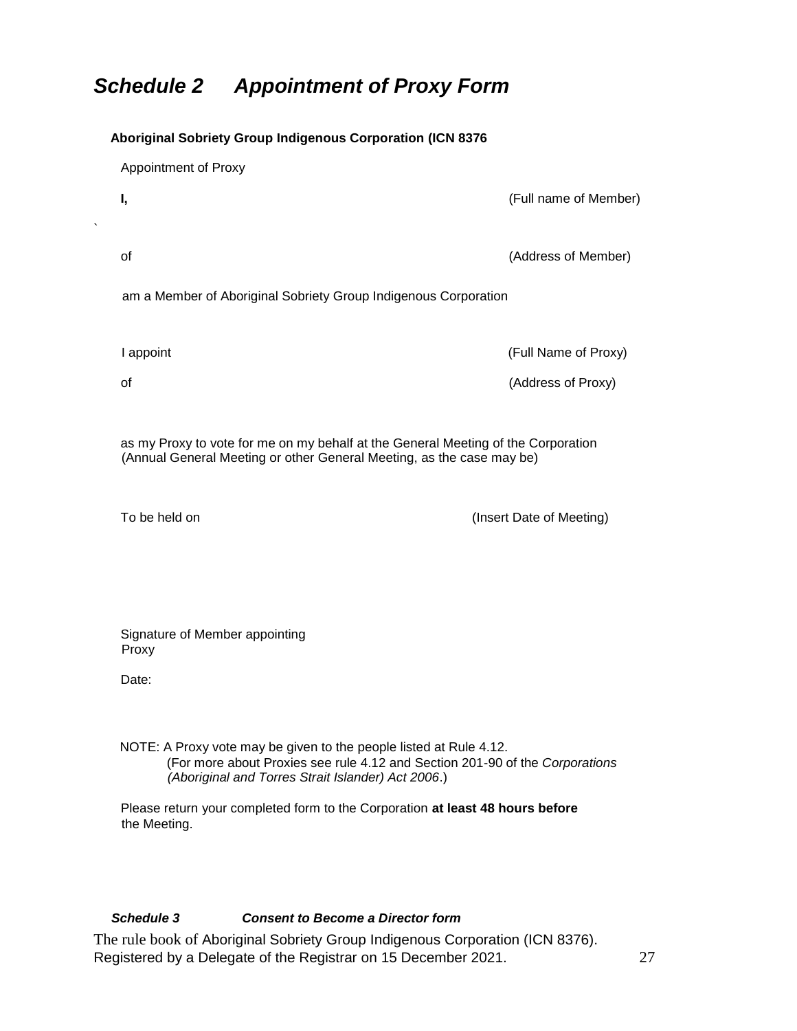# *Schedule 2 Appointment of Proxy Form*

**Aboriginal Sobriety Group Indigenous Corporation (ICN 8376**

Appointment of Proxy

**I,** (Full name of Member)

of (Address of Member)

am a Member of Aboriginal Sobriety Group Indigenous Corporation

I appoint (Full Name of Proxy)

of (Address of Proxy)

as my Proxy to vote for me on my behalf at the General Meeting of the Corporation (Annual General Meeting or other General Meeting, as the case may be)

To be held on (Insert Date of Meeting)

Signature of Member appointing Proxy

Date:

NOTE: A Proxy vote may be given to the people listed at Rule 4.12.
(For more about Proxies see rule 4.12 and Section 201-90 of the *Corporations (Aboriginal and Torres Strait Islander) Act 2006*.)

Please return your completed form to the Corporation **at least 48 hours before** the Meeting.

### *Schedule 3 Consent to Become a Director form*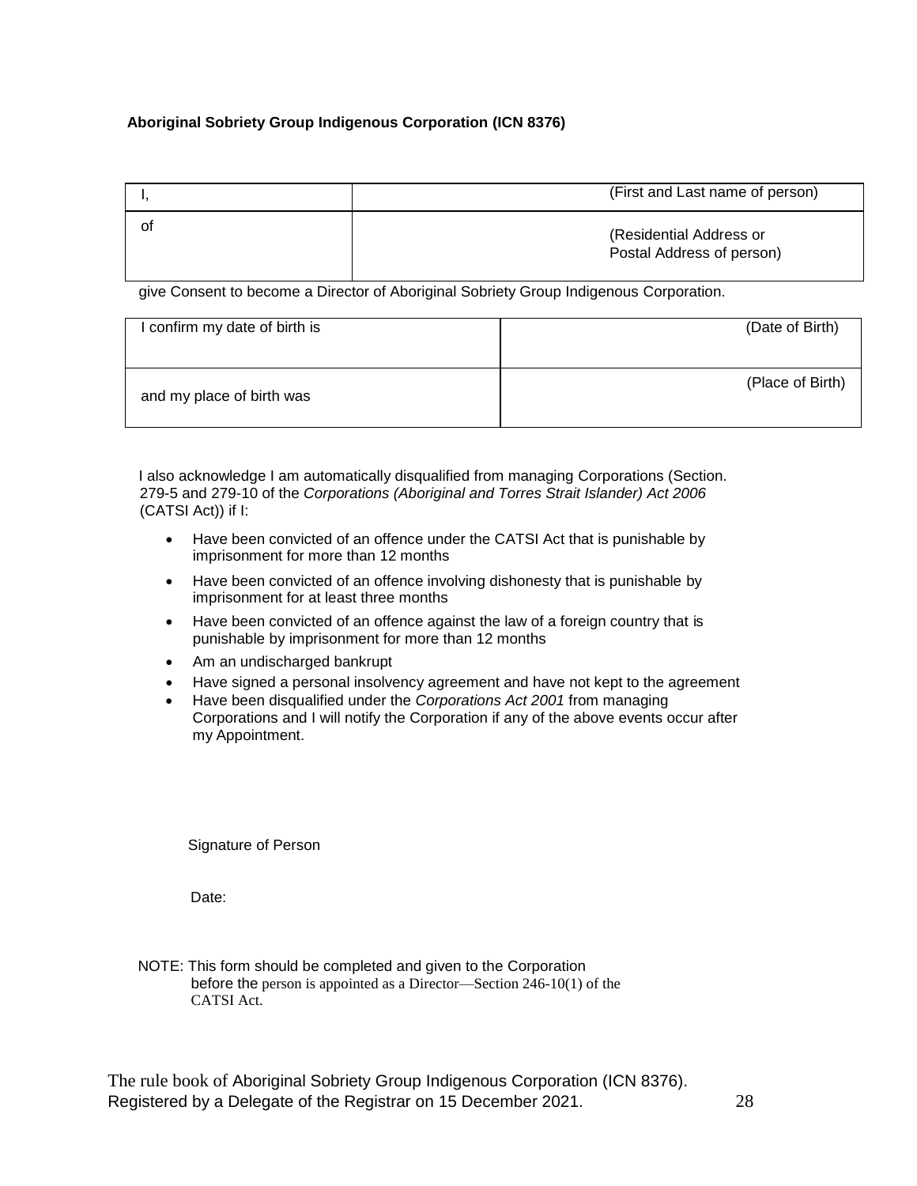**Aboriginal Sobriety Group Indigenous Corporation (ICN 8376)**

| | |
|---|---|
| I, | (First and Last name of person) |
| of | (Residential Address or Postal Address of person) |

give Consent to become a Director of Aboriginal Sobriety Group Indigenous Corporation.

| | |
|---|---|
| I confirm my date of birth is | (Date of Birth) |
| and my place of birth was | (Place of Birth) |

I also acknowledge I am automatically disqualified from managing Corporations (Section. 279-5 and 279-10 of the *Corporations (Aboriginal and Torres Strait Islander) Act 2006* (CATSI Act)) if I:

- Have been convicted of an offence under the CATSI Act that is punishable by imprisonment for more than 12 months
- Have been convicted of an offence involving dishonesty that is punishable by imprisonment for at least three months
- Have been convicted of an offence against the law of a foreign country that is punishable by imprisonment for more than 12 months
- Am an undischarged bankrupt
- Have signed a personal insolvency agreement and have not kept to the agreement
- Have been disqualified under the *Corporations Act 2001* from managing Corporations and I will notify the Corporation if any of the above events occur after my Appointment.

Signature of Person

Date:

NOTE: This form should be completed and given to the Corporation before the person is appointed as a Director—Section 246-10(1) of the CATSI Act.

The rule book of Aboriginal Sobriety Group Indigenous Corporation (ICN 8376). Registered by a Delegate of the Registrar on 15 December 2021.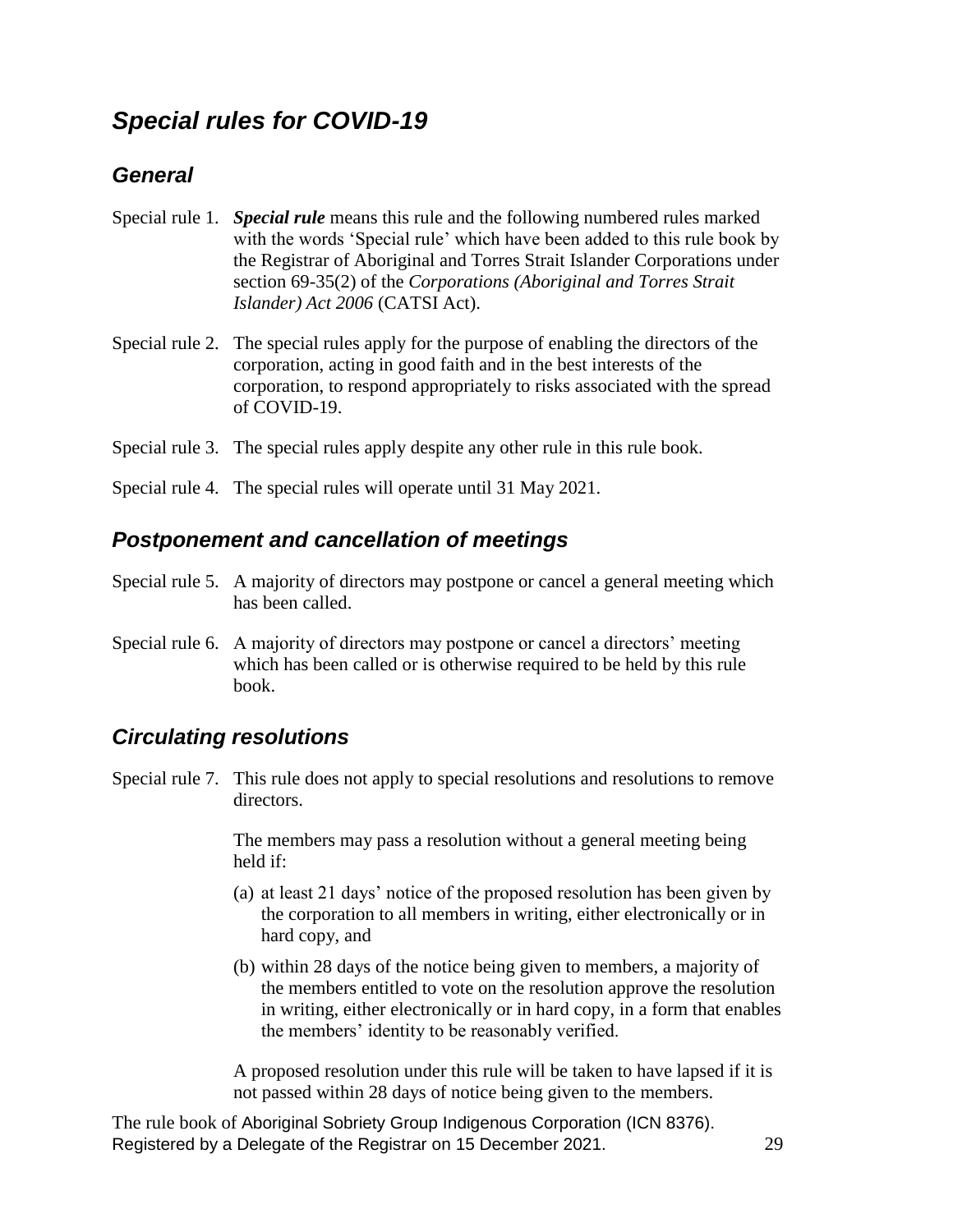## *Special rules for COVID-19*

### *General*

Special rule 1. ***Special rule*** means this rule and the following numbered rules marked with the words 'Special rule' which have been added to this rule book by the Registrar of Aboriginal and Torres Strait Islander Corporations under section 69-35(2) of the *Corporations (Aboriginal and Torres Strait Islander) Act 2006* (CATSI Act).

Special rule 2. The special rules apply for the purpose of enabling the directors of the corporation, acting in good faith and in the best interests of the corporation, to respond appropriately to risks associated with the spread of COVID-19.

Special rule 3. The special rules apply despite any other rule in this rule book.

Special rule 4. The special rules will operate until 31 May 2021.

### *Postponement and cancellation of meetings*

Special rule 5. A majority of directors may postpone or cancel a general meeting which has been called.

Special rule 6. A majority of directors may postpone or cancel a directors' meeting which has been called or is otherwise required to be held by this rule book.

### *Circulating resolutions*

Special rule 7. This rule does not apply to special resolutions and resolutions to remove directors.

The members may pass a resolution without a general meeting being held if:

(a) at least 21 days' notice of the proposed resolution has been given by the corporation to all members in writing, either electronically or in hard copy, and

(b) within 28 days of the notice being given to members, a majority of the members entitled to vote on the resolution approve the resolution in writing, either electronically or in hard copy, in a form that enables the members' identity to be reasonably verified.

A proposed resolution under this rule will be taken to have lapsed if it is not passed within 28 days of notice being given to the members.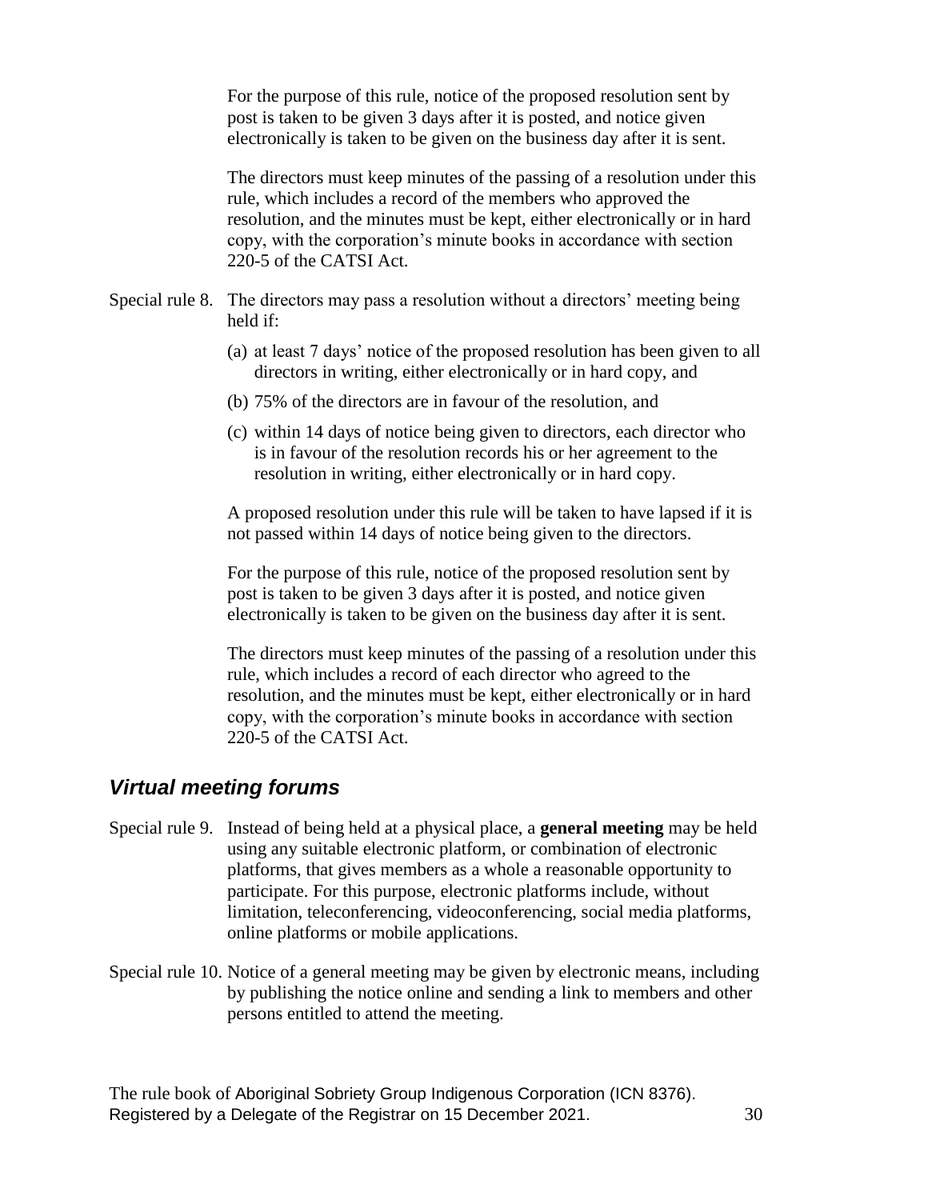For the purpose of this rule, notice of the proposed resolution sent by post is taken to be given 3 days after it is posted, and notice given electronically is taken to be given on the business day after it is sent.

The directors must keep minutes of the passing of a resolution under this rule, which includes a record of the members who approved the resolution, and the minutes must be kept, either electronically or in hard copy, with the corporation's minute books in accordance with section 220-5 of the CATSI Act.

Special rule 8. The directors may pass a resolution without a directors' meeting being held if:

(a) at least 7 days' notice of the proposed resolution has been given to all directors in writing, either electronically or in hard copy, and

(b) 75% of the directors are in favour of the resolution, and

(c) within 14 days of notice being given to directors, each director who is in favour of the resolution records his or her agreement to the resolution in writing, either electronically or in hard copy.

A proposed resolution under this rule will be taken to have lapsed if it is not passed within 14 days of notice being given to the directors.

For the purpose of this rule, notice of the proposed resolution sent by post is taken to be given 3 days after it is posted, and notice given electronically is taken to be given on the business day after it is sent.

The directors must keep minutes of the passing of a resolution under this rule, which includes a record of each director who agreed to the resolution, and the minutes must be kept, either electronically or in hard copy, with the corporation's minute books in accordance with section 220-5 of the CATSI Act.

## *Virtual meeting forums*

Special rule 9. Instead of being held at a physical place, a **general meeting** may be held using any suitable electronic platform, or combination of electronic platforms, that gives members as a whole a reasonable opportunity to participate. For this purpose, electronic platforms include, without limitation, teleconferencing, videoconferencing, social media platforms, online platforms or mobile applications.

Special rule 10. Notice of a general meeting may be given by electronic means, including by publishing the notice online and sending a link to members and other persons entitled to attend the meeting.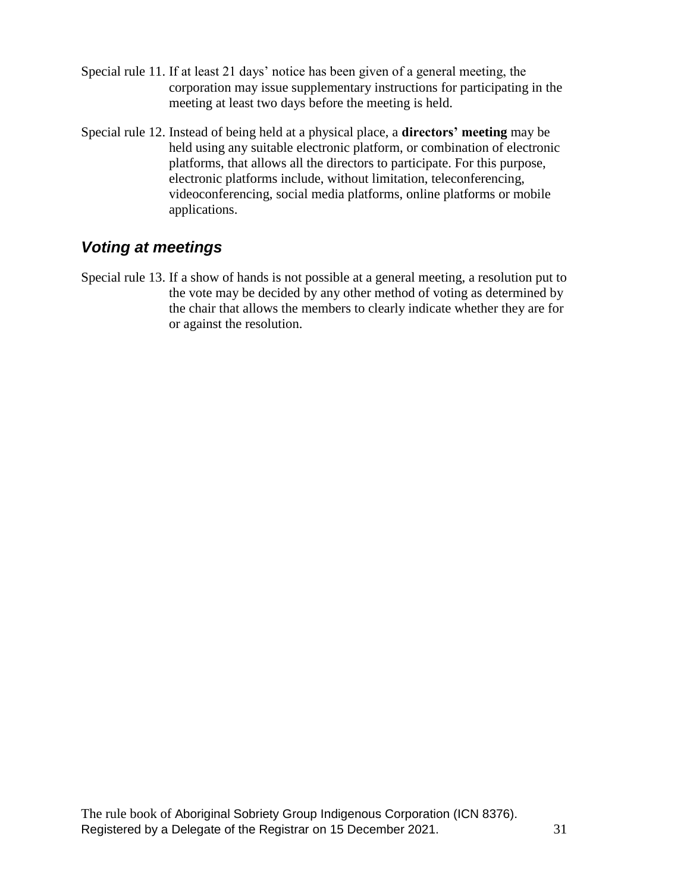Special rule 11. If at least 21 days' notice has been given of a general meeting, the corporation may issue supplementary instructions for participating in the meeting at least two days before the meeting is held.

Special rule 12. Instead of being held at a physical place, a **directors' meeting** may be held using any suitable electronic platform, or combination of electronic platforms, that allows all the directors to participate. For this purpose, electronic platforms include, without limitation, teleconferencing, videoconferencing, social media platforms, online platforms or mobile applications.

### *Voting at meetings*

Special rule 13. If a show of hands is not possible at a general meeting, a resolution put to the vote may be decided by any other method of voting as determined by the chair that allows the members to clearly indicate whether they are for or against the resolution.